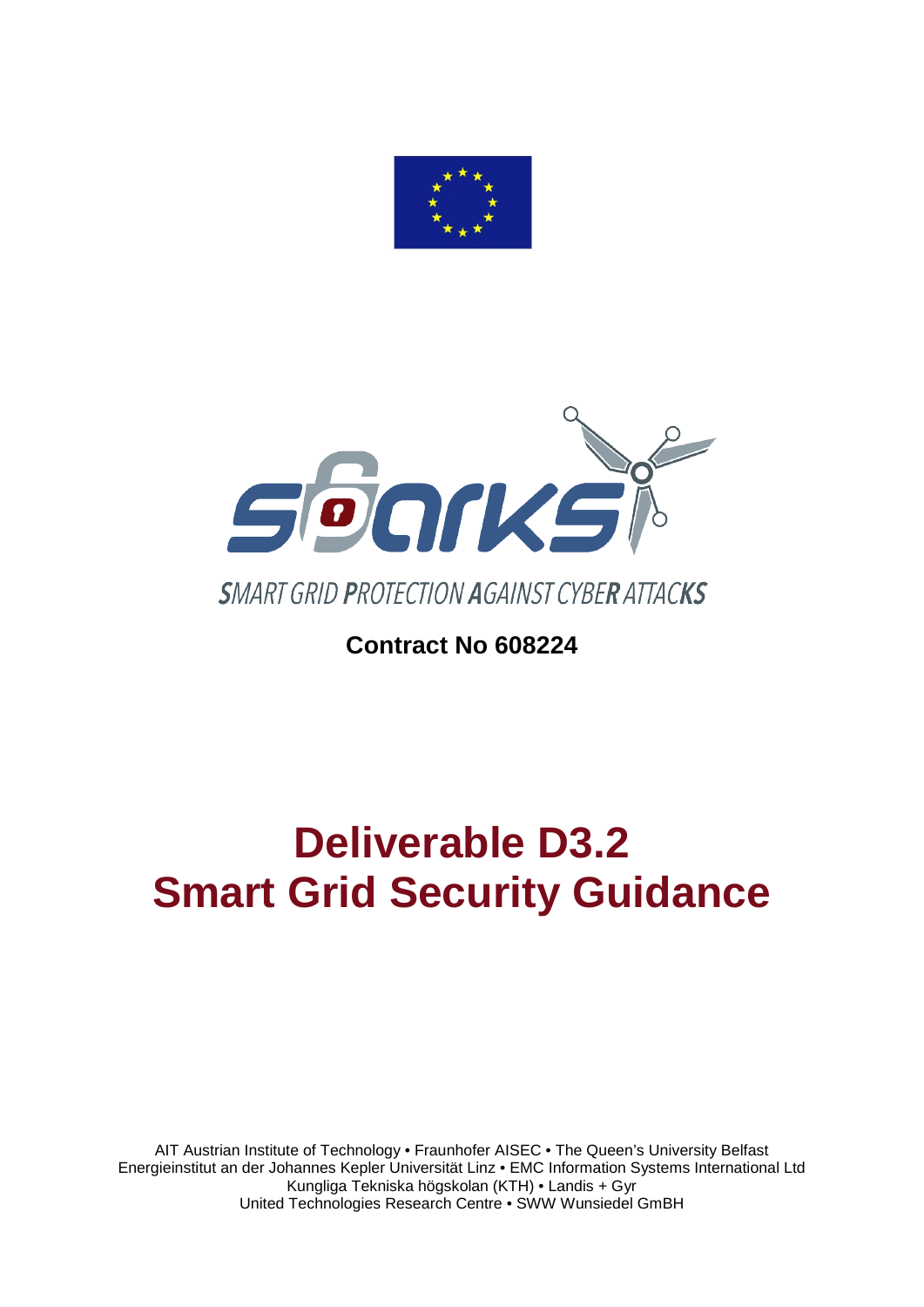SMART GRID PROTECTION AGAINST CYBER ATTACKS

**Contract No 608224**

# Deliverable D3.2
# Smart Grid Security Guidance

AIT Austrian Institute of Technology • Fraunhofer AISEC • The Queen's University Belfast
Energieinstitut an der Johannes Kepler Universität Linz • EMC Information Systems International Ltd
Kungliga Tekniska högskolan (KTH) • Landis + Gyr
United Technologies Research Centre • SWW Wunsiedel GmBH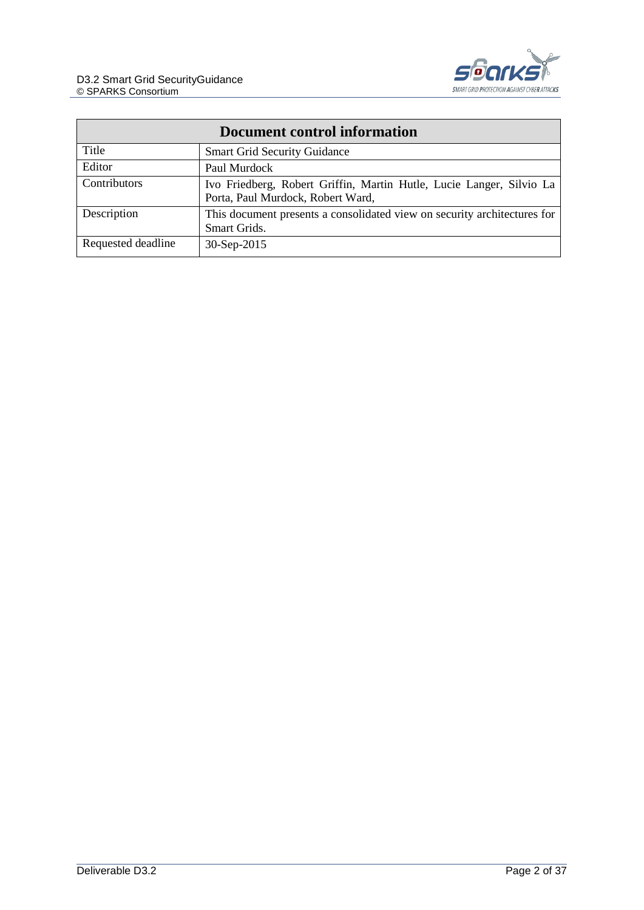| Document control information | |
|---|---|
| Title | Smart Grid Security Guidance |
| Editor | Paul Murdock |
| Contributors | Ivo Friedberg, Robert Griffin, Martin Hutle, Lucie Langer, Silvio La Porta, Paul Murdock, Robert Ward, |
| Description | This document presents a consolidated view on security architectures for Smart Grids. |
| Requested deadline | 30-Sep-2015 |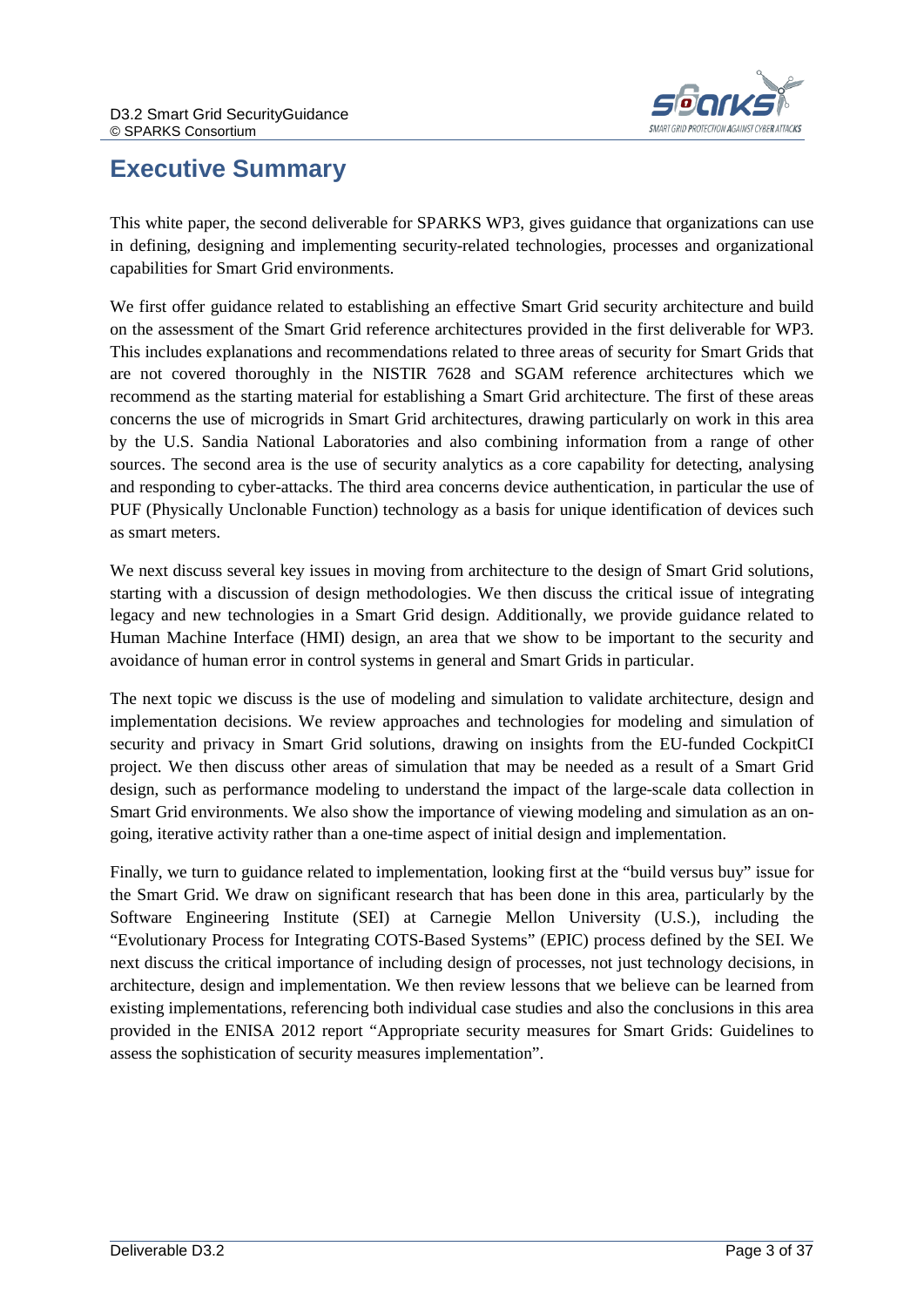# Executive Summary

This white paper, the second deliverable for SPARKS WP3, gives guidance that organizations can use in defining, designing and implementing security-related technologies, processes and organizational capabilities for Smart Grid environments.

We first offer guidance related to establishing an effective Smart Grid security architecture and build on the assessment of the Smart Grid reference architectures provided in the first deliverable for WP3. This includes explanations and recommendations related to three areas of security for Smart Grids that are not covered thoroughly in the NISTIR 7628 and SGAM reference architectures which we recommend as the starting material for establishing a Smart Grid architecture. The first of these areas concerns the use of microgrids in Smart Grid architectures, drawing particularly on work in this area by the U.S. Sandia National Laboratories and also combining information from a range of other sources. The second area is the use of security analytics as a core capability for detecting, analysing and responding to cyber-attacks. The third area concerns device authentication, in particular the use of PUF (Physically Unclonable Function) technology as a basis for unique identification of devices such as smart meters.

We next discuss several key issues in moving from architecture to the design of Smart Grid solutions, starting with a discussion of design methodologies. We then discuss the critical issue of integrating legacy and new technologies in a Smart Grid design. Additionally, we provide guidance related to Human Machine Interface (HMI) design, an area that we show to be important to the security and avoidance of human error in control systems in general and Smart Grids in particular.

The next topic we discuss is the use of modeling and simulation to validate architecture, design and implementation decisions. We review approaches and technologies for modeling and simulation of security and privacy in Smart Grid solutions, drawing on insights from the EU-funded CockpitCI project. We then discuss other areas of simulation that may be needed as a result of a Smart Grid design, such as performance modeling to understand the impact of the large-scale data collection in Smart Grid environments. We also show the importance of viewing modeling and simulation as an on-going, iterative activity rather than a one-time aspect of initial design and implementation.

Finally, we turn to guidance related to implementation, looking first at the "build versus buy" issue for the Smart Grid. We draw on significant research that has been done in this area, particularly by the Software Engineering Institute (SEI) at Carnegie Mellon University (U.S.), including the "Evolutionary Process for Integrating COTS-Based Systems" (EPIC) process defined by the SEI. We next discuss the critical importance of including design of processes, not just technology decisions, in architecture, design and implementation. We then review lessons that we believe can be learned from existing implementations, referencing both individual case studies and also the conclusions in this area provided in the ENISA 2012 report "Appropriate security measures for Smart Grids: Guidelines to assess the sophistication of security measures implementation".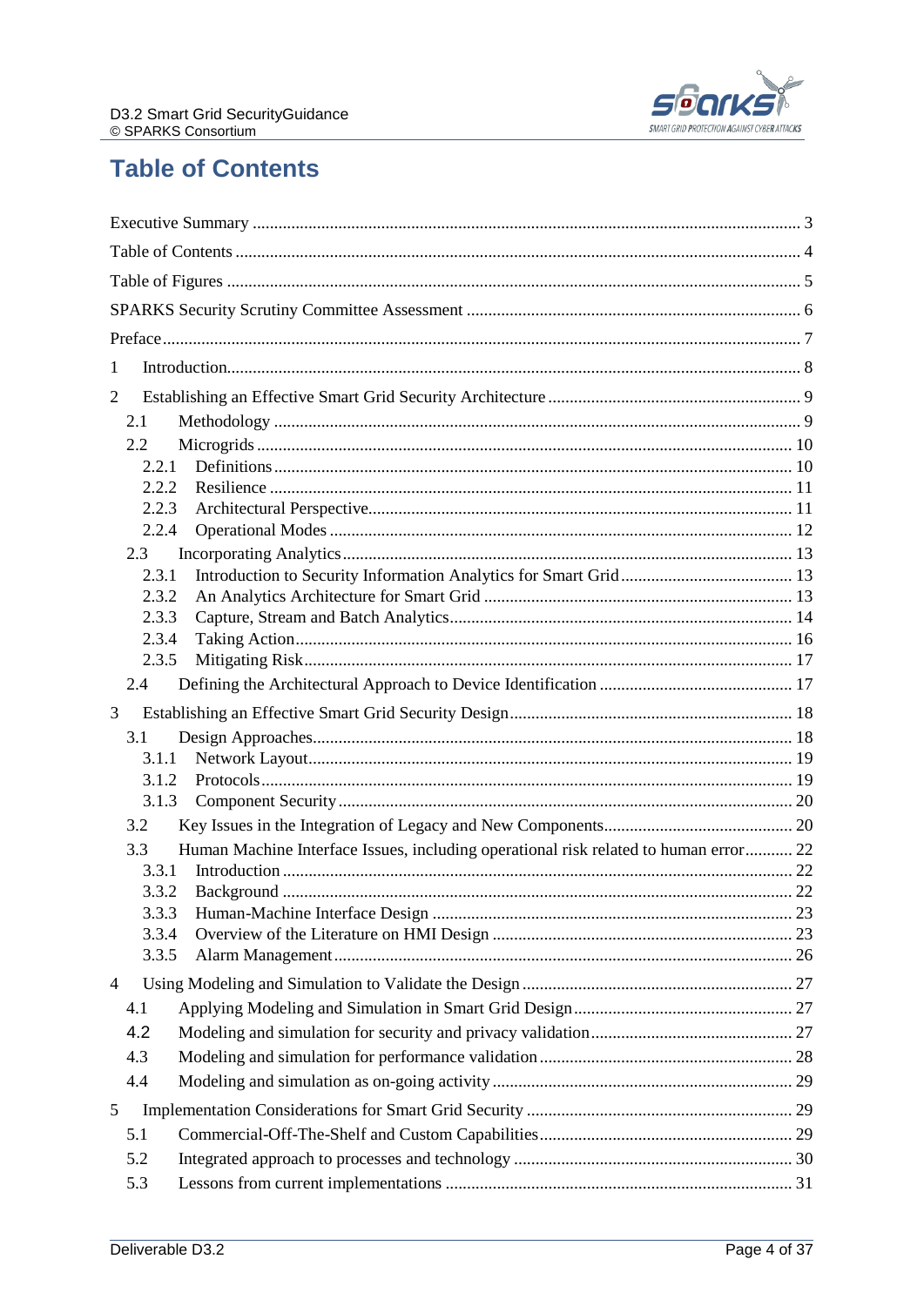# Table of Contents

Executive Summary ............................................................................................................. 3

Table of Contents ............................................................................................................... 4

Table of Figures .................................................................................................................. 5

SPARKS Security Scrutiny Committee Assessment .......................................................... 6

Preface ................................................................................................................................ 7

1 Introduction ...................................................................................................................... 8

2 Establishing an Effective Smart Grid Security Architecture ............................................. 9

- 2.1 Methodology ................................................................................................................ 9
- 2.2 Microgrids .................................................................................................................. 10
  - 2.2.1 Definitions ............................................................................................................ 10
  - 2.2.2 Resilience ............................................................................................................ 11
  - 2.2.3 Architectural Perspective ..................................................................................... 11
  - 2.2.4 Operational Modes ............................................................................................... 12
- 2.3 Incorporating Analytics ............................................................................................... 13
  - 2.3.1 Introduction to Security Information Analytics for Smart Grid ............................. 13
  - 2.3.2 An Analytics Architecture for Smart Grid ............................................................ 13
  - 2.3.3 Capture, Stream and Batch Analytics .................................................................. 14
  - 2.3.4 Taking Action ....................................................................................................... 16
  - 2.3.5 Mitigating Risk ..................................................................................................... 17
- 2.4 Defining the Architectural Approach to Device Identification .................................... 17

3 Establishing an Effective Smart Grid Security Design .................................................... 18

- 3.1 Design Approaches .................................................................................................... 18
  - 3.1.1 Network Layout ................................................................................................... 19
  - 3.1.2 Protocols .............................................................................................................. 19
  - 3.1.3 Component Security ............................................................................................ 20
- 3.2 Key Issues in the Integration of Legacy and New Components ................................. 20
- 3.3 Human Machine Interface Issues, including operational risk related to human error ........... 22
  - 3.3.1 Introduction ......................................................................................................... 22
  - 3.3.2 Background ......................................................................................................... 22
  - 3.3.3 Human-Machine Interface Design ....................................................................... 23
  - 3.3.4 Overview of the Literature on HMI Design .......................................................... 23
  - 3.3.5 Alarm Management .............................................................................................. 26

4 Using Modeling and Simulation to Validate the Design .................................................. 27

- 4.1 Applying Modeling and Simulation in Smart Grid Design .......................................... 27
- 4.2 Modeling and simulation for security and privacy validation ...................................... 27
- 4.3 Modeling and simulation for performance validation ................................................. 28
- 4.4 Modeling and simulation as on-going activity ............................................................ 29

5 Implementation Considerations for Smart Grid Security ................................................. 29

- 5.1 Commercial-Off-The-Shelf and Custom Capabilities .................................................. 29
- 5.2 Integrated approach to processes and technology ..................................................... 30
- 5.3 Lessons from current implementations ...................................................................... 31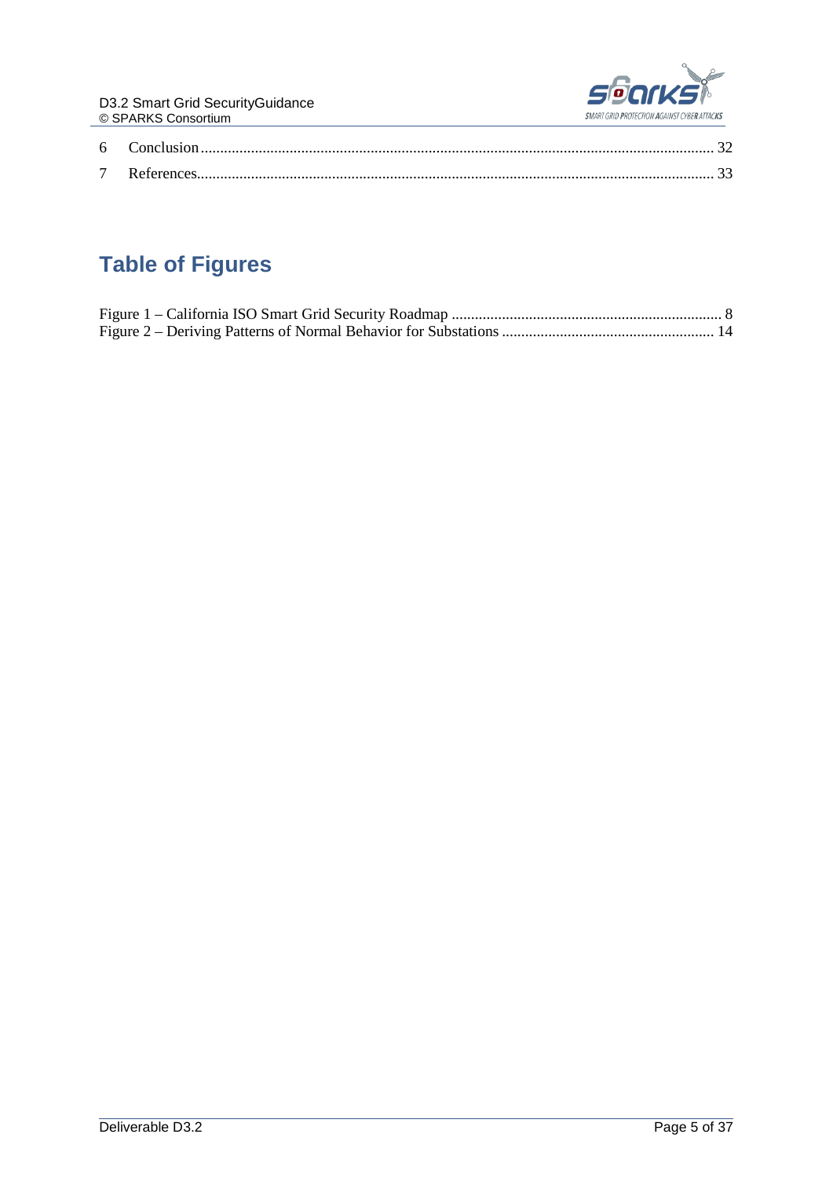6 Conclusion ........................................................................................................................................ 32

7 References......................................................................................................................................... 33

# Table of Figures

Figure 1 – California ISO Smart Grid Security Roadmap ....................................................................... 8

Figure 2 – Deriving Patterns of Normal Behavior for Substations ....................................................... 14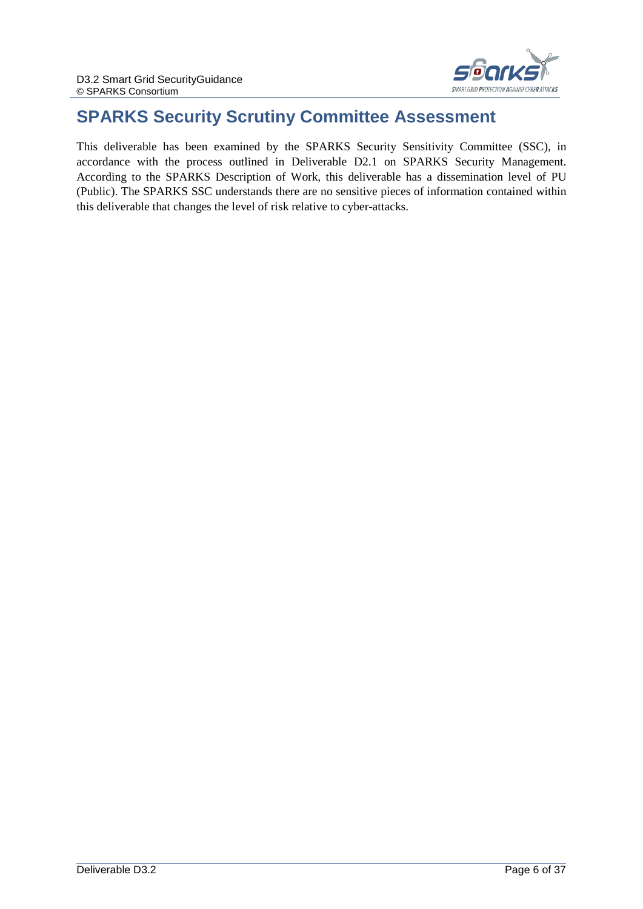# SPARKS Security Scrutiny Committee Assessment

This deliverable has been examined by the SPARKS Security Sensitivity Committee (SSC), in accordance with the process outlined in Deliverable D2.1 on SPARKS Security Management. According to the SPARKS Description of Work, this deliverable has a dissemination level of PU (Public). The SPARKS SSC understands there are no sensitive pieces of information contained within this deliverable that changes the level of risk relative to cyber-attacks.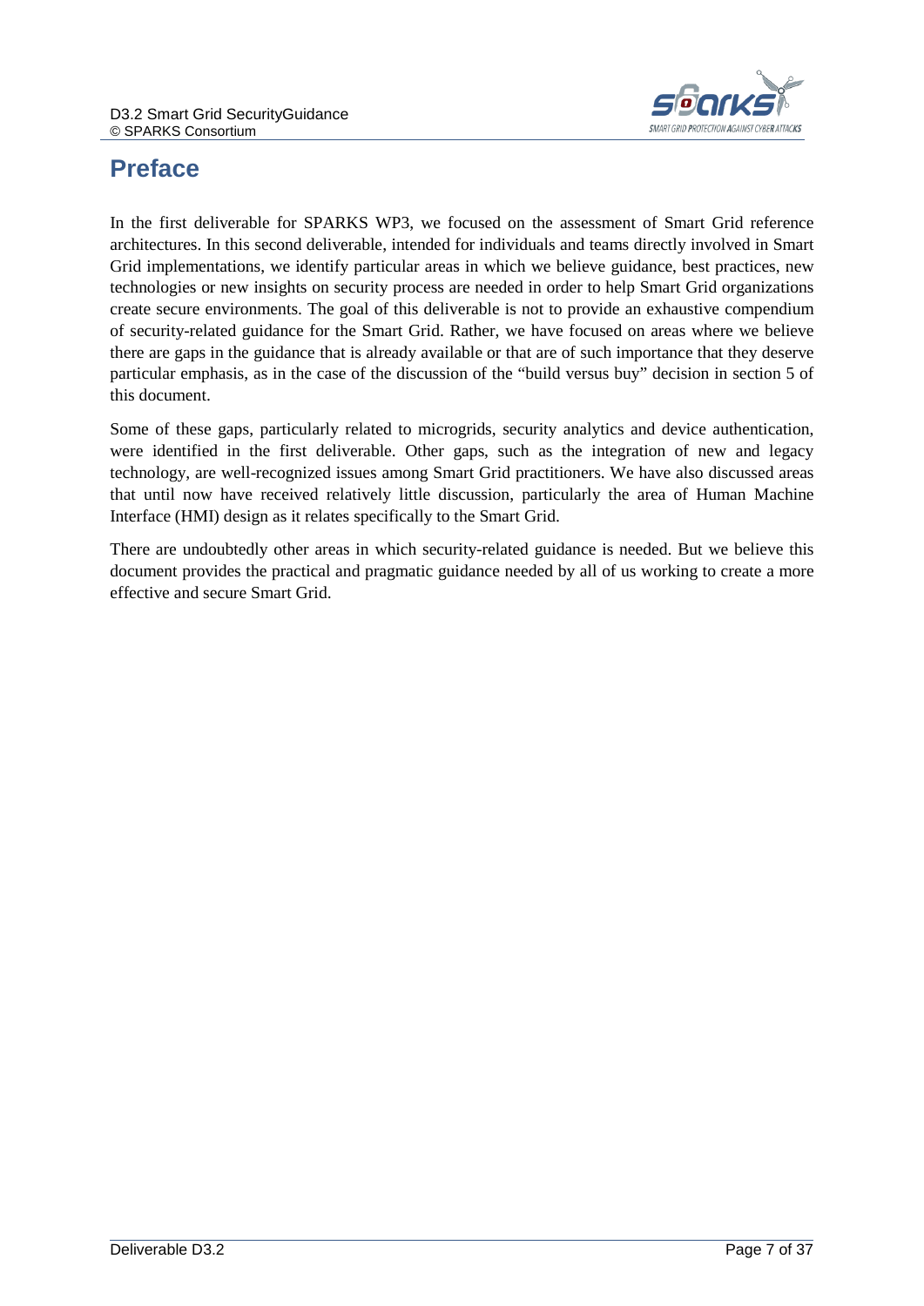# Preface

In the first deliverable for SPARKS WP3, we focused on the assessment of Smart Grid reference architectures. In this second deliverable, intended for individuals and teams directly involved in Smart Grid implementations, we identify particular areas in which we believe guidance, best practices, new technologies or new insights on security process are needed in order to help Smart Grid organizations create secure environments. The goal of this deliverable is not to provide an exhaustive compendium of security-related guidance for the Smart Grid. Rather, we have focused on areas where we believe there are gaps in the guidance that is already available or that are of such importance that they deserve particular emphasis, as in the case of the discussion of the "build versus buy" decision in section 5 of this document.

Some of these gaps, particularly related to microgrids, security analytics and device authentication, were identified in the first deliverable. Other gaps, such as the integration of new and legacy technology, are well-recognized issues among Smart Grid practitioners. We have also discussed areas that until now have received relatively little discussion, particularly the area of Human Machine Interface (HMI) design as it relates specifically to the Smart Grid.

There are undoubtedly other areas in which security-related guidance is needed. But we believe this document provides the practical and pragmatic guidance needed by all of us working to create a more effective and secure Smart Grid.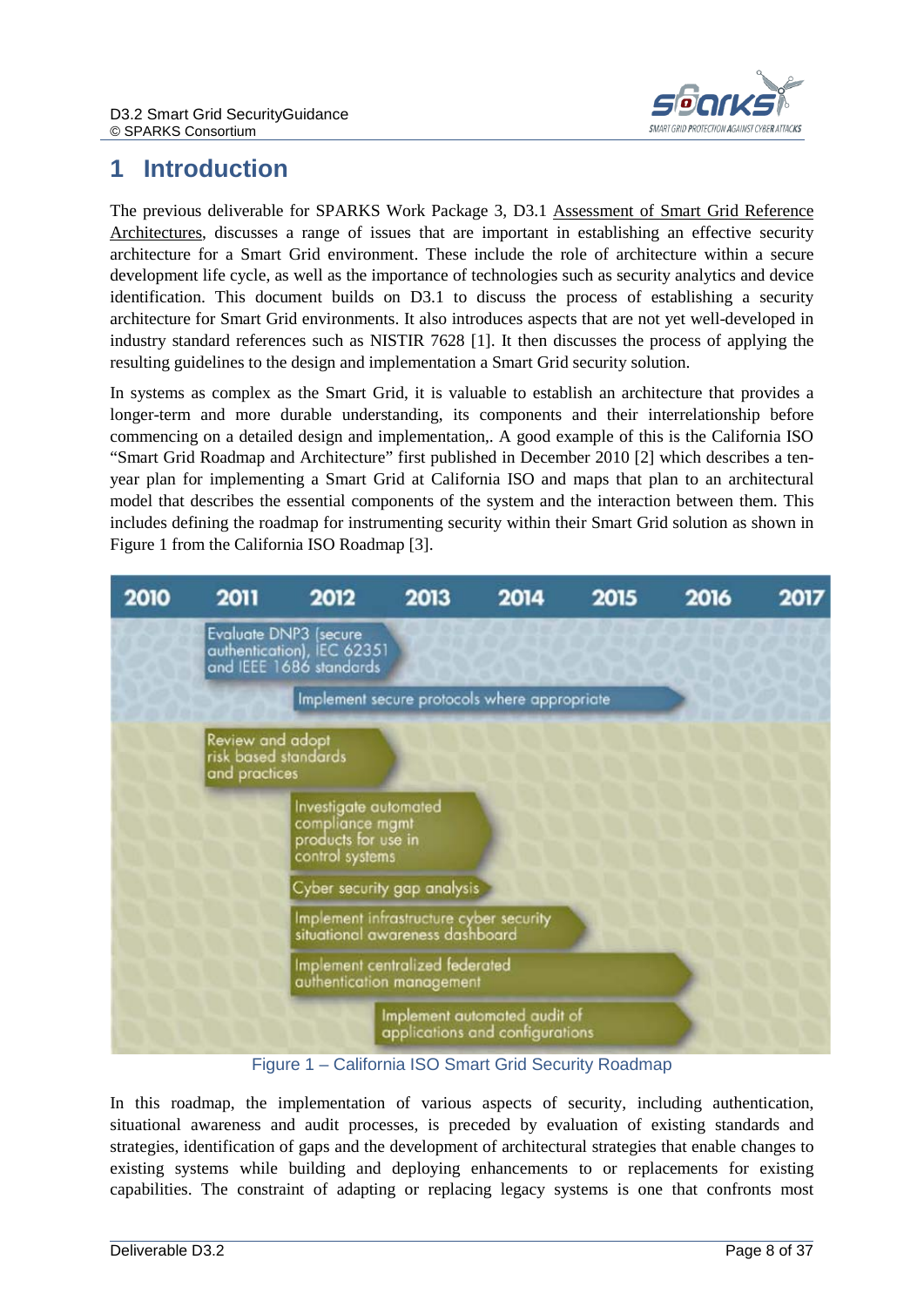# 1 Introduction

The previous deliverable for SPARKS Work Package 3, D3.1 Assessment of Smart Grid Reference Architectures, discusses a range of issues that are important in establishing an effective security architecture for a Smart Grid environment. These include the role of architecture within a secure development life cycle, as well as the importance of technologies such as security analytics and device identification. This document builds on D3.1 to discuss the process of establishing a security architecture for Smart Grid environments. It also introduces aspects that are not yet well-developed in industry standard references such as NISTIR 7628 [1]. It then discusses the process of applying the resulting guidelines to the design and implementation a Smart Grid security solution.

In systems as complex as the Smart Grid, it is valuable to establish an architecture that provides a longer-term and more durable understanding, its components and their interrelationship before commencing on a detailed design and implementation,. A good example of this is the California ISO "Smart Grid Roadmap and Architecture" first published in December 2010 [2] which describes a ten-year plan for implementing a Smart Grid at California ISO and maps that plan to an architectural model that describes the essential components of the system and the interaction between them. This includes defining the roadmap for instrumenting security within their Smart Grid solution as shown in Figure 1 from the California ISO Roadmap [3].

Figure 1 – California ISO Smart Grid Security Roadmap

In this roadmap, the implementation of various aspects of security, including authentication, situational awareness and audit processes, is preceded by evaluation of existing standards and strategies, identification of gaps and the development of architectural strategies that enable changes to existing systems while building and deploying enhancements to or replacements for existing capabilities. The constraint of adapting or replacing legacy systems is one that confronts most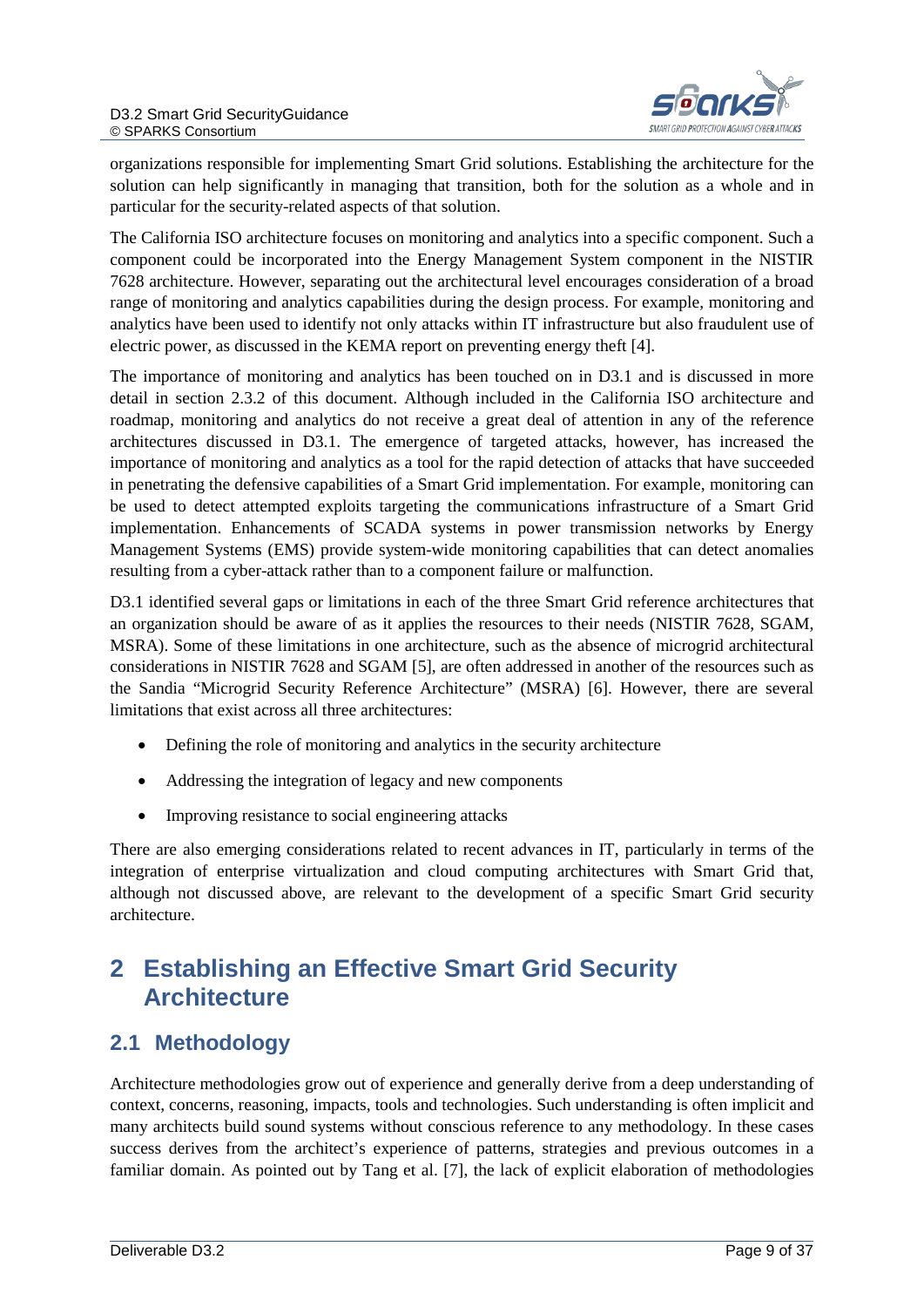organizations responsible for implementing Smart Grid solutions. Establishing the architecture for the solution can help significantly in managing that transition, both for the solution as a whole and in particular for the security-related aspects of that solution.

The California ISO architecture focuses on monitoring and analytics into a specific component. Such a component could be incorporated into the Energy Management System component in the NISTIR 7628 architecture. However, separating out the architectural level encourages consideration of a broad range of monitoring and analytics capabilities during the design process. For example, monitoring and analytics have been used to identify not only attacks within IT infrastructure but also fraudulent use of electric power, as discussed in the KEMA report on preventing energy theft [4].

The importance of monitoring and analytics has been touched on in D3.1 and is discussed in more detail in section 2.3.2 of this document. Although included in the California ISO architecture and roadmap, monitoring and analytics do not receive a great deal of attention in any of the reference architectures discussed in D3.1. The emergence of targeted attacks, however, has increased the importance of monitoring and analytics as a tool for the rapid detection of attacks that have succeeded in penetrating the defensive capabilities of a Smart Grid implementation. For example, monitoring can be used to detect attempted exploits targeting the communications infrastructure of a Smart Grid implementation. Enhancements of SCADA systems in power transmission networks by Energy Management Systems (EMS) provide system-wide monitoring capabilities that can detect anomalies resulting from a cyber-attack rather than to a component failure or malfunction.

D3.1 identified several gaps or limitations in each of the three Smart Grid reference architectures that an organization should be aware of as it applies the resources to their needs (NISTIR 7628, SGAM, MSRA). Some of these limitations in one architecture, such as the absence of microgrid architectural considerations in NISTIR 7628 and SGAM [5], are often addressed in another of the resources such as the Sandia "Microgrid Security Reference Architecture" (MSRA) [6]. However, there are several limitations that exist across all three architectures:

- Defining the role of monitoring and analytics in the security architecture
- Addressing the integration of legacy and new components
- Improving resistance to social engineering attacks

There are also emerging considerations related to recent advances in IT, particularly in terms of the integration of enterprise virtualization and cloud computing architectures with Smart Grid that, although not discussed above, are relevant to the development of a specific Smart Grid security architecture.

# 2 Establishing an Effective Smart Grid Security Architecture

## 2.1 Methodology

Architecture methodologies grow out of experience and generally derive from a deep understanding of context, concerns, reasoning, impacts, tools and technologies. Such understanding is often implicit and many architects build sound systems without conscious reference to any methodology. In these cases success derives from the architect's experience of patterns, strategies and previous outcomes in a familiar domain. As pointed out by Tang et al. [7], the lack of explicit elaboration of methodologies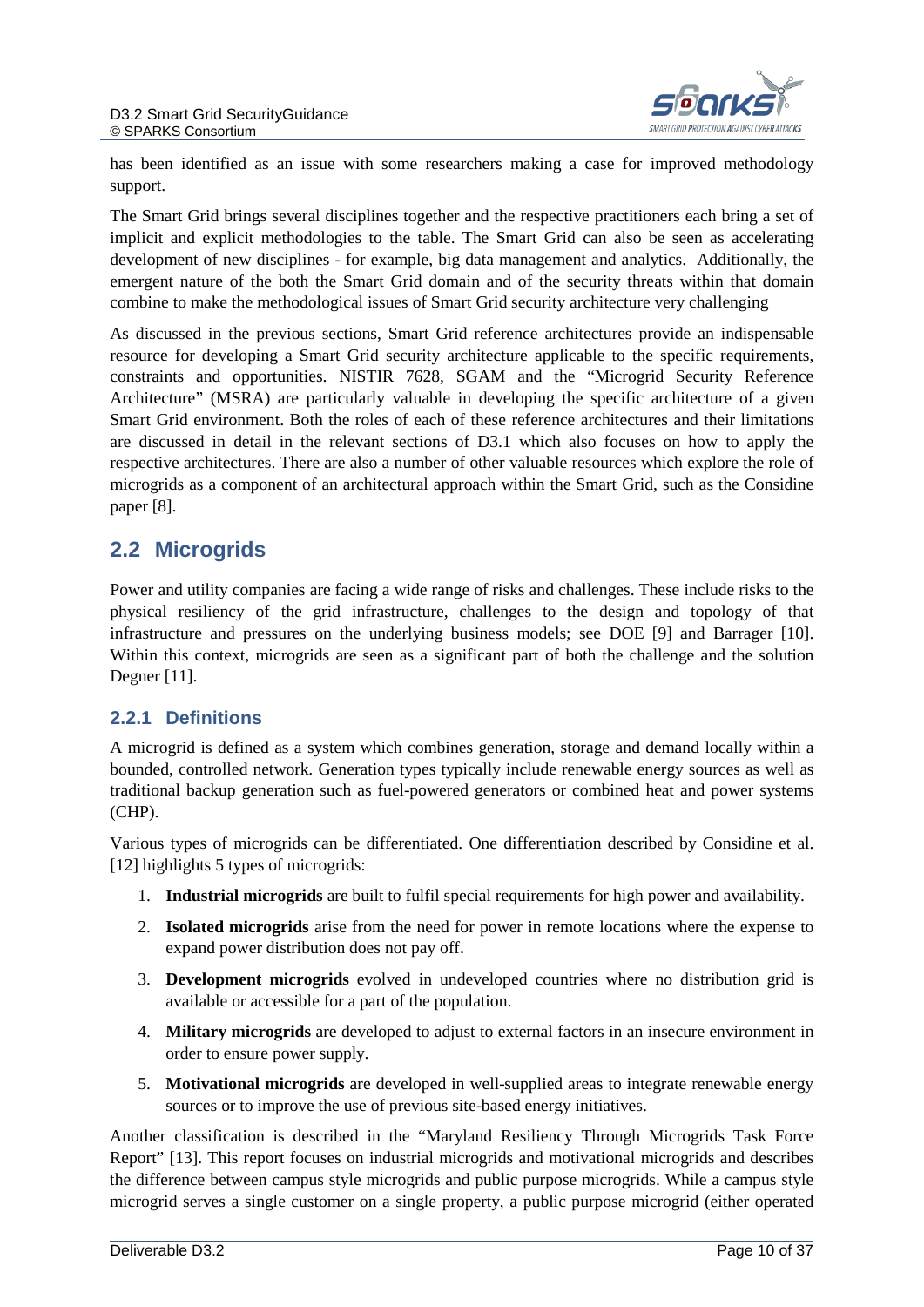has been identified as an issue with some researchers making a case for improved methodology support.

The Smart Grid brings several disciplines together and the respective practitioners each bring a set of implicit and explicit methodologies to the table. The Smart Grid can also be seen as accelerating development of new disciplines - for example, big data management and analytics. Additionally, the emergent nature of the both the Smart Grid domain and of the security threats within that domain combine to make the methodological issues of Smart Grid security architecture very challenging

As discussed in the previous sections, Smart Grid reference architectures provide an indispensable resource for developing a Smart Grid security architecture applicable to the specific requirements, constraints and opportunities. NISTIR 7628, SGAM and the "Microgrid Security Reference Architecture" (MSRA) are particularly valuable in developing the specific architecture of a given Smart Grid environment. Both the roles of each of these reference architectures and their limitations are discussed in detail in the relevant sections of D3.1 which also focuses on how to apply the respective architectures. There are also a number of other valuable resources which explore the role of micrograids as a component of an architectural approach within the Smart Grid, such as the Considine paper [8].

## 2.2 Microgrids

Power and utility companies are facing a wide range of risks and challenges. These include risks to the physical resiliency of the grid infrastructure, challenges to the design and topology of that infrastructure and pressures on the underlying business models; see DOE [9] and Barrager [10]. Within this context, microgrids are seen as a significant part of both the challenge and the solution Degner [11].

### 2.2.1 Definitions

A microgrid is defined as a system which combines generation, storage and demand locally within a bounded, controlled network. Generation types typically include renewable energy sources as well as traditional backup generation such as fuel-powered generators or combined heat and power systems (CHP).

Various types of microgrids can be differentiated. One differentiation described by Considine et al. [12] highlights 5 types of microgrids:

1. **Industrial microgrids** are built to fulfil special requirements for high power and availability.
2. **Isolated microgrids** arise from the need for power in remote locations where the expense to expand power distribution does not pay off.
3. **Development microgrids** evolved in undeveloped countries where no distribution grid is available or accessible for a part of the population.
4. **Military microgrids** are developed to adjust to external factors in an insecure environment in order to ensure power supply.
5. **Motivational microgrids** are developed in well-supplied areas to integrate renewable energy sources or to improve the use of previous site-based energy initiatives.

Another classification is described in the "Maryland Resiliency Through Microgrids Task Force Report" [13]. This report focuses on industrial microgrids and motivational microgrids and describes the difference between campus style microgrids and public purpose microgrids. While a campus style microgrid serves a single customer on a single property, a public purpose microgrid (either operated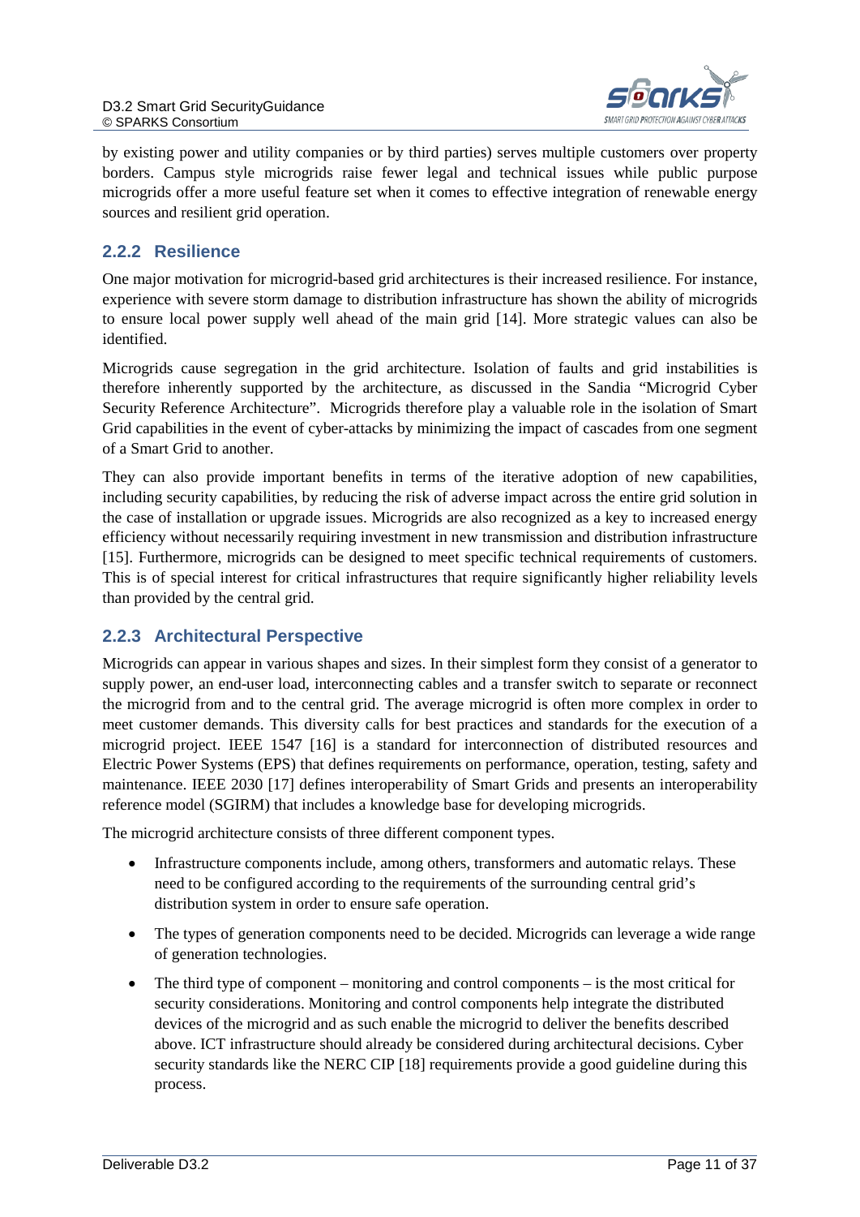by existing power and utility companies or by third parties) serves multiple customers over property borders. Campus style microgrids raise fewer legal and technical issues while public purpose microgrids offer a more useful feature set when it comes to effective integration of renewable energy sources and resilient grid operation.

### 2.2.2 Resilience

One major motivation for microgrid-based grid architectures is their increased resilience. For instance, experience with severe storm damage to distribution infrastructure has shown the ability of microgrids to ensure local power supply well ahead of the main grid [14]. More strategic values can also be identified.

Microgrids cause segregation in the grid architecture. Isolation of faults and grid instabilities is therefore inherently supported by the architecture, as discussed in the Sandia "Microgrid Cyber Security Reference Architecture". Microgrids therefore play a valuable role in the isolation of Smart Grid capabilities in the event of cyber-attacks by minimizing the impact of cascades from one segment of a Smart Grid to another.

They can also provide important benefits in terms of the iterative adoption of new capabilities, including security capabilities, by reducing the risk of adverse impact across the entire grid solution in the case of installation or upgrade issues. Microgrids are also recognized as a key to increased energy efficiency without necessarily requiring investment in new transmission and distribution infrastructure [15]. Furthermore, microgrids can be designed to meet specific technical requirements of customers. This is of special interest for critical infrastructures that require significantly higher reliability levels than provided by the central grid.

### 2.2.3 Architectural Perspective

Microgrids can appear in various shapes and sizes. In their simplest form they consist of a generator to supply power, an end-user load, interconnecting cables and a transfer switch to separate or reconnect the microgrid from and to the central grid. The average microgrid is often more complex in order to meet customer demands. This diversity calls for best practices and standards for the execution of a microgrid project. IEEE 1547 [16] is a standard for interconnection of distributed resources and Electric Power Systems (EPS) that defines requirements on performance, operation, testing, safety and maintenance. IEEE 2030 [17] defines interoperability of Smart Grids and presents an interoperability reference model (SGIRM) that includes a knowledge base for developing microgrids.

The microgrid architecture consists of three different component types.

- Infrastructure components include, among others, transformers and automatic relays. These need to be configured according to the requirements of the surrounding central grid's distribution system in order to ensure safe operation.
- The types of generation components need to be decided. Microgrids can leverage a wide range of generation technologies.
- The third type of component – monitoring and control components – is the most critical for security considerations. Monitoring and control components help integrate the distributed devices of the microgrid and as such enable the microgrid to deliver the benefits described above. ICT infrastructure should already be considered during architectural decisions. Cyber security standards like the NERC CIP [18] requirements provide a good guideline during this process.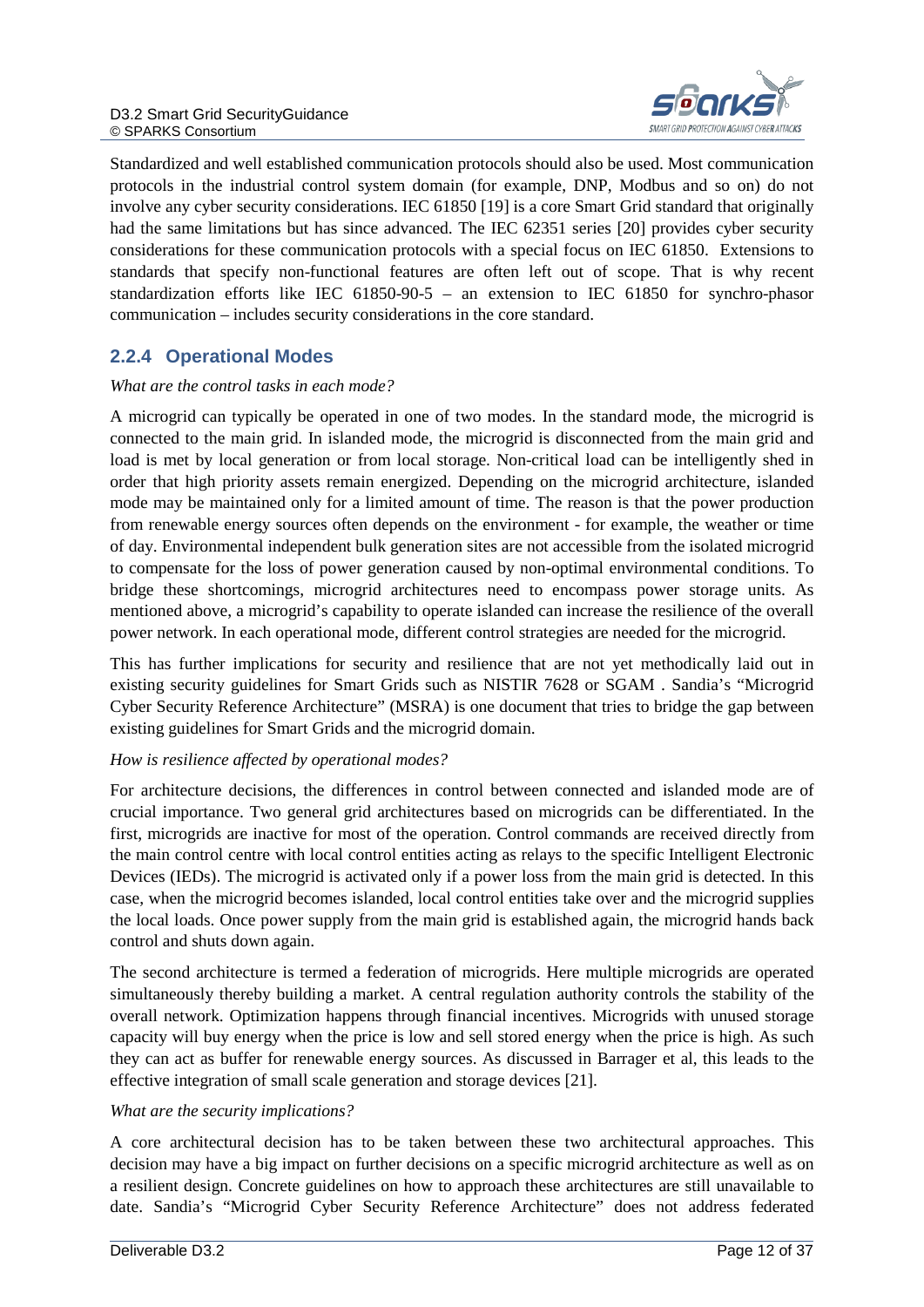Standardized and well established communication protocols should also be used. Most communication protocols in the industrial control system domain (for example, DNP, Modbus and so on) do not involve any cyber security considerations. IEC 61850 [19] is a core Smart Grid standard that originally had the same limitations but has since advanced. The IEC 62351 series [20] provides cyber security considerations for these communication protocols with a special focus on IEC 61850. Extensions to standards that specify non-functional features are often left out of scope. That is why recent standardization efforts like IEC 61850-90-5 – an extension to IEC 61850 for synchro-phasor communication – includes security considerations in the core standard.

### 2.2.4 Operational Modes

*What are the control tasks in each mode?*

A microgrid can typically be operated in one of two modes. In the standard mode, the microgrid is connected to the main grid. In islanded mode, the microgrid is disconnected from the main grid and load is met by local generation or from local storage. Non-critical load can be intelligently shed in order that high priority assets remain energized. Depending on the microgrid architecture, islanded mode may be maintained only for a limited amount of time. The reason is that the power production from renewable energy sources often depends on the environment - for example, the weather or time of day. Environmental independent bulk generation sites are not accessible from the isolated microgrid to compensate for the loss of power generation caused by non-optimal environmental conditions. To bridge these shortcomings, microgrid architectures need to encompass power storage units. As mentioned above, a microgrid's capability to operate islanded can increase the resilience of the overall power network. In each operational mode, different control strategies are needed for the microgrid.

This has further implications for security and resilience that are not yet methodically laid out in existing security guidelines for Smart Grids such as NISTIR 7628 or SGAM . Sandia's "Microgrid Cyber Security Reference Architecture" (MSRA) is one document that tries to bridge the gap between existing guidelines for Smart Grids and the microgrid domain.

*How is resilience affected by operational modes?*

For architecture decisions, the differences in control between connected and islanded mode are of crucial importance. Two general grid architectures based on microgrids can be differentiated. In the first, microgrids are inactive for most of the operation. Control commands are received directly from the main control centre with local control entities acting as relays to the specific Intelligent Electronic Devices (IEDs). The microgrid is activated only if a power loss from the main grid is detected. In this case, when the microgrid becomes islanded, local control entities take over and the microgrid supplies the local loads. Once power supply from the main grid is established again, the microgrid hands back control and shuts down again.

The second architecture is termed a federation of microgrids. Here multiple microgrids are operated simultaneously thereby building a market. A central regulation authority controls the stability of the overall network. Optimization happens through financial incentives. Microgrids with unused storage capacity will buy energy when the price is low and sell stored energy when the price is high. As such they can act as buffer for renewable energy sources. As discussed in Barrager et al, this leads to the effective integration of small scale generation and storage devices [21].

*What are the security implications?*

A core architectural decision has to be taken between these two architectural approaches. This decision may have a big impact on further decisions on a specific microgrid architecture as well as on a resilient design. Concrete guidelines on how to approach these architectures are still unavailable to date. Sandia's "Microgrid Cyber Security Reference Architecture" does not address federated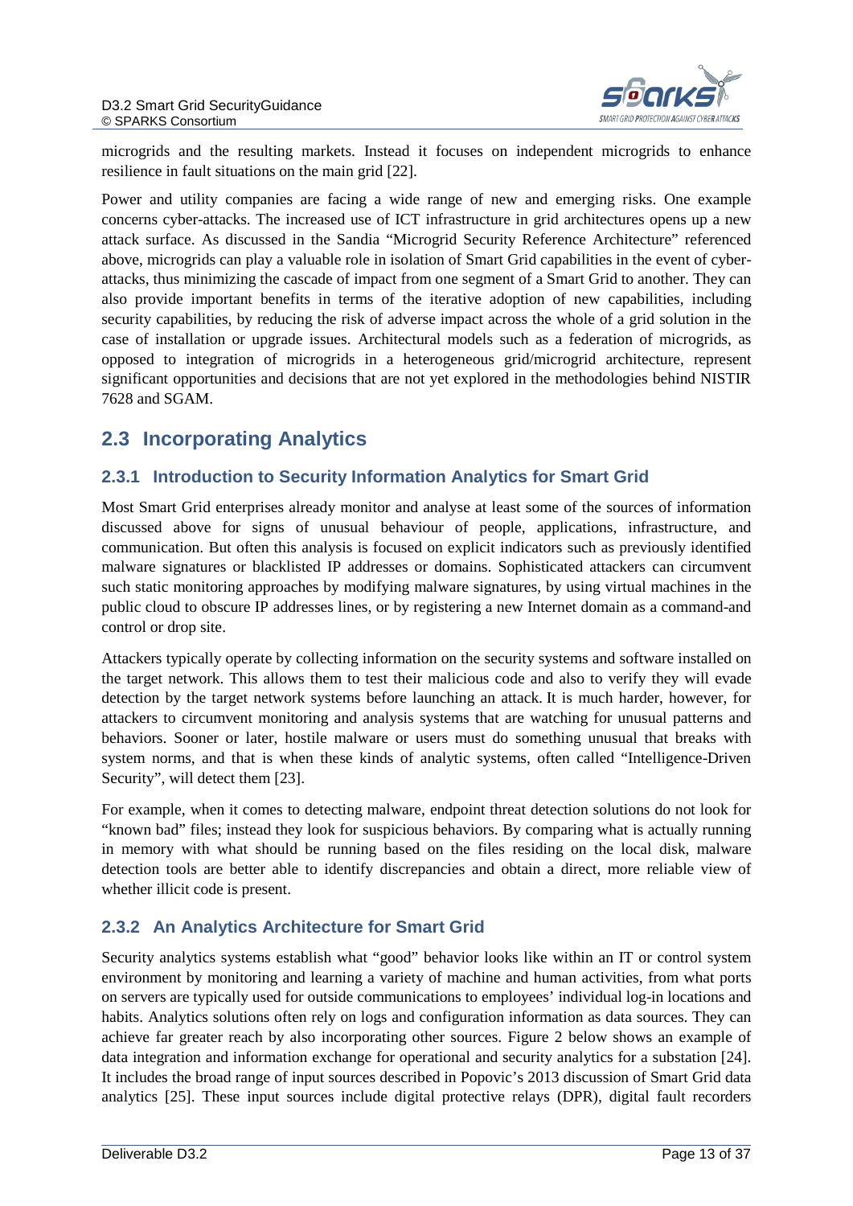microgrids and the resulting markets. Instead it focuses on independent microgrids to enhance resilience in fault situations on the main grid [22].

Power and utility companies are facing a wide range of new and emerging risks. One example concerns cyber-attacks. The increased use of ICT infrastructure in grid architectures opens up a new attack surface. As discussed in the Sandia "Microgrid Security Reference Architecture" referenced above, microgrids can play a valuable role in isolation of Smart Grid capabilities in the event of cyber-attacks, thus minimizing the cascade of impact from one segment of a Smart Grid to another. They can also provide important benefits in terms of the iterative adoption of new capabilities, including security capabilities, by reducing the risk of adverse impact across the whole of a grid solution in the case of installation or upgrade issues. Architectural models such as a federation of microgrids, as opposed to integration of microgrids in a heterogeneous grid/microgrid architecture, represent significant opportunities and decisions that are not yet explored in the methodologies behind NISTIR 7628 and SGAM.

## 2.3 Incorporating Analytics

### 2.3.1 Introduction to Security Information Analytics for Smart Grid

Most Smart Grid enterprises already monitor and analyse at least some of the sources of information discussed above for signs of unusual behaviour of people, applications, infrastructure, and communication. But often this analysis is focused on explicit indicators such as previously identified malware signatures or blacklisted IP addresses or domains. Sophisticated attackers can circumvent such static monitoring approaches by modifying malware signatures, by using virtual machines in the public cloud to obscure IP addresses lines, or by registering a new Internet domain as a command-and control or drop site.

Attackers typically operate by collecting information on the security systems and software installed on the target network. This allows them to test their malicious code and also to verify they will evade detection by the target network systems before launching an attack. It is much harder, however, for attackers to circumvent monitoring and analysis systems that are watching for unusual patterns and behaviors. Sooner or later, hostile malware or users must do something unusual that breaks with system norms, and that is when these kinds of analytic systems, often called "Intelligence-Driven Security", will detect them [23].

For example, when it comes to detecting malware, endpoint threat detection solutions do not look for "known bad" files; instead they look for suspicious behaviors. By comparing what is actually running in memory with what should be running based on the files residing on the local disk, malware detection tools are better able to identify discrepancies and obtain a direct, more reliable view of whether illicit code is present.

### 2.3.2 An Analytics Architecture for Smart Grid

Security analytics systems establish what "good" behavior looks like within an IT or control system environment by monitoring and learning a variety of machine and human activities, from what ports on servers are typically used for outside communications to employees' individual log-in locations and habits. Analytics solutions often rely on logs and configuration information as data sources. They can achieve far greater reach by also incorporating other sources. Figure 2 below shows an example of data integration and information exchange for operational and security analytics for a substation [24]. It includes the broad range of input sources described in Popovic's 2013 discussion of Smart Grid data analytics [25]. These input sources include digital protective relays (DPR), digital fault recorders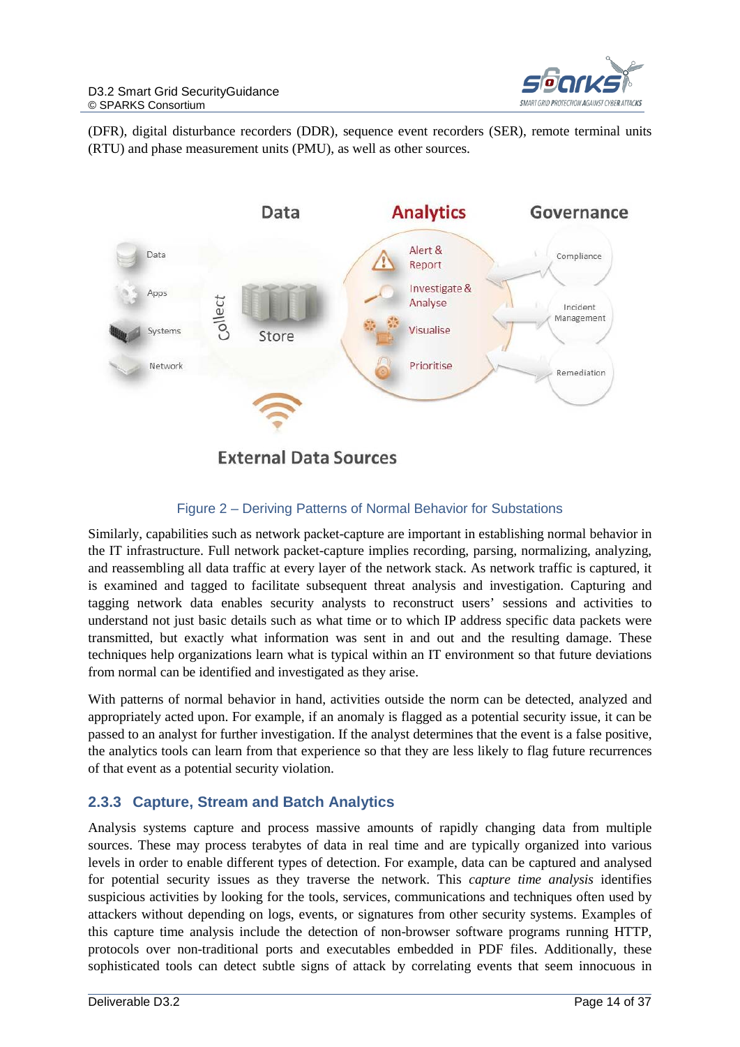(DFR), digital disturbance recorders (DDR), sequence event recorders (SER), remote terminal units (RTU) and phase measurement units (PMU), as well as other sources.

Figure 2 – Deriving Patterns of Normal Behavior for Substations

Similarly, capabilities such as network packet-capture are important in establishing normal behavior in the IT infrastructure. Full network packet-capture implies recording, parsing, normalizing, analyzing, and reassembling all data traffic at every layer of the network stack. As network traffic is captured, it is examined and tagged to facilitate subsequent threat analysis and investigation. Capturing and tagging network data enables security analysts to reconstruct users' sessions and activities to understand not just basic details such as what time or to which IP address specific data packets were transmitted, but exactly what information was sent in and out and the resulting damage. These techniques help organizations learn what is typical within an IT environment so that future deviations from normal can be identified and investigated as they arise.

With patterns of normal behavior in hand, activities outside the norm can be detected, analyzed and appropriately acted upon. For example, if an anomaly is flagged as a potential security issue, it can be passed to an analyst for further investigation. If the analyst determines that the event is a false positive, the analytics tools can learn from that experience so that they are less likely to flag future recurrences of that event as a potential security violation.

### 2.3.3 Capture, Stream and Batch Analytics

Analysis systems capture and process massive amounts of rapidly changing data from multiple sources. These may process terabytes of data in real time and are typically organized into various levels in order to enable different types of detection. For example, data can be captured and analysed for potential security issues as they traverse the network. This *capture time analysis* identifies suspicious activities by looking for the tools, services, communications and techniques often used by attackers without depending on logs, events, or signatures from other security systems. Examples of this capture time analysis include the detection of non-browser software programs running HTTP, protocols over non-traditional ports and executables embedded in PDF files. Additionally, these sophisticated tools can detect subtle signs of attack by correlating events that seem innocuous in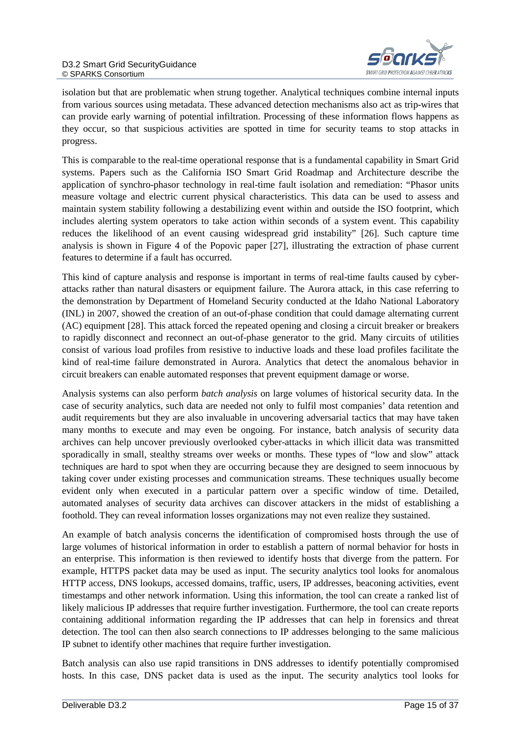isolation but that are problematic when strung together. Analytical techniques combine internal inputs from various sources using metadata. These advanced detection mechanisms also act as trip-wires that can provide early warning of potential infiltration. Processing of these information flows happens as they occur, so that suspicious activities are spotted in time for security teams to stop attacks in progress.

This is comparable to the real-time operational response that is a fundamental capability in Smart Grid systems. Papers such as the California ISO Smart Grid Roadmap and Architecture describe the application of synchro-phasor technology in real-time fault isolation and remediation: "Phasor units measure voltage and electric current physical characteristics. This data can be used to assess and maintain system stability following a destabilizing event within and outside the ISO footprint, which includes alerting system operators to take action within seconds of a system event. This capability reduces the likelihood of an event causing widespread grid instability" [26]. Such capture time analysis is shown in Figure 4 of the Popovic paper [27], illustrating the extraction of phase current features to determine if a fault has occurred.

This kind of capture analysis and response is important in terms of real-time faults caused by cyber-attacks rather than natural disasters or equipment failure. The Aurora attack, in this case referring to the demonstration by Department of Homeland Security conducted at the Idaho National Laboratory (INL) in 2007, showed the creation of an out-of-phase condition that could damage alternating current (AC) equipment [28]. This attack forced the repeated opening and closing a circuit breaker or breakers to rapidly disconnect and reconnect an out-of-phase generator to the grid. Many circuits of utilities consist of various load profiles from resistive to inductive loads and these load profiles facilitate the kind of real-time failure demonstrated in Aurora. Analytics that detect the anomalous behavior in circuit breakers can enable automated responses that prevent equipment damage or worse.

Analysis systems can also perform *batch analysis* on large volumes of historical security data. In the case of security analytics, such data are needed not only to fulfil most companies' data retention and audit requirements but they are also invaluable in uncovering adversarial tactics that may have taken many months to execute and may even be ongoing. For instance, batch analysis of security data archives can help uncover previously overlooked cyber-attacks in which illicit data was transmitted sporadically in small, stealthy streams over weeks or months. These types of "low and slow" attack techniques are hard to spot when they are occurring because they are designed to seem innocuous by taking cover under existing processes and communication streams. These techniques usually become evident only when executed in a particular pattern over a specific window of time. Detailed, automated analyses of security data archives can discover attackers in the midst of establishing a foothold. They can reveal information losses organizations may not even realize they sustained.

An example of batch analysis concerns the identification of compromised hosts through the use of large volumes of historical information in order to establish a pattern of normal behavior for hosts in an enterprise. This information is then reviewed to identify hosts that diverge from the pattern. For example, HTTPS packet data may be used as input. The security analytics tool looks for anomalous HTTP access, DNS lookups, accessed domains, traffic, users, IP addresses, beaconing activities, event timestamps and other network information. Using this information, the tool can create a ranked list of likely malicious IP addresses that require further investigation. Furthermore, the tool can create reports containing additional information regarding the IP addresses that can help in forensics and threat detection. The tool can then also search connections to IP addresses belonging to the same malicious IP subnet to identify other machines that require further investigation.

Batch analysis can also use rapid transitions in DNS addresses to identify potentially compromised hosts. In this case, DNS packet data is used as the input. The security analytics tool looks for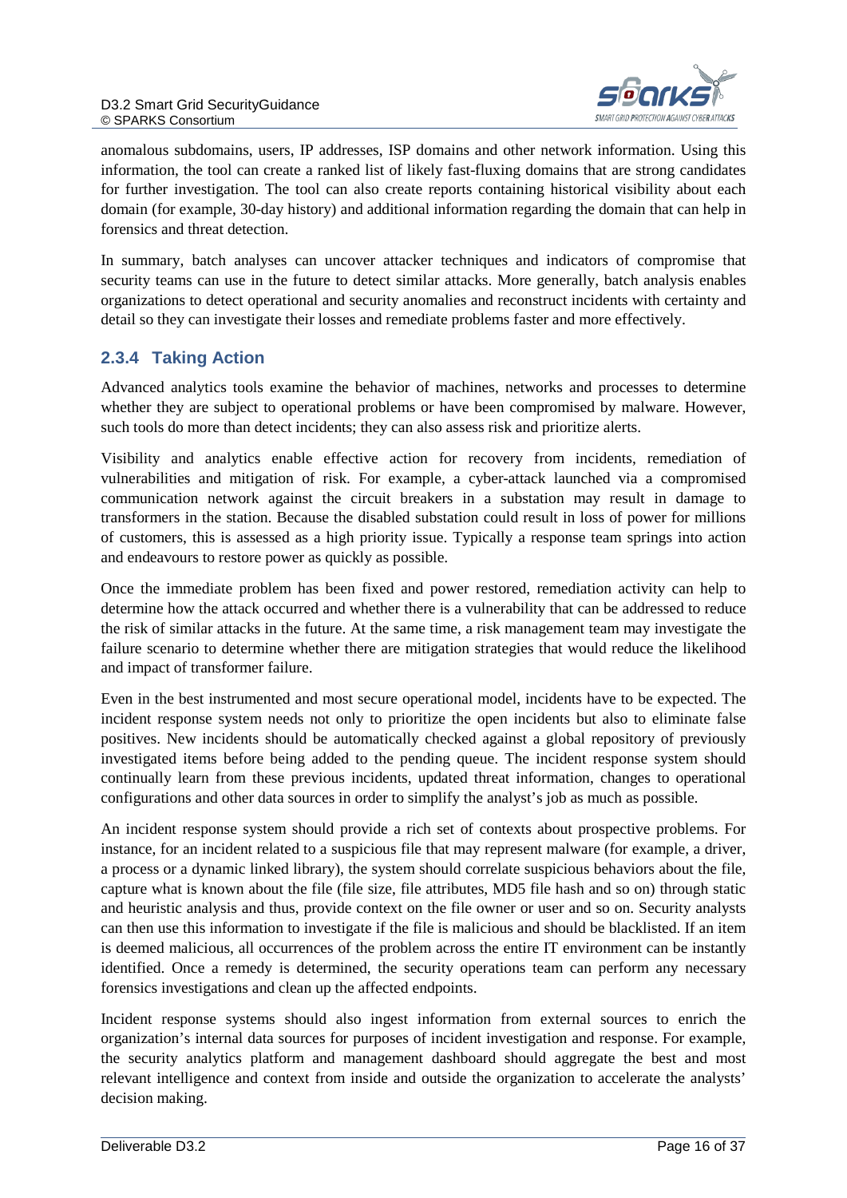anomalous subdomains, users, IP addresses, ISP domains and other network information. Using this information, the tool can create a ranked list of likely fast-fluxing domains that are strong candidates for further investigation. The tool can also create reports containing historical visibility about each domain (for example, 30-day history) and additional information regarding the domain that can help in forensics and threat detection.

In summary, batch analyses can uncover attacker techniques and indicators of compromise that security teams can use in the future to detect similar attacks. More generally, batch analysis enables organizations to detect operational and security anomalies and reconstruct incidents with certainty and detail so they can investigate their losses and remediate problems faster and more effectively.

### 2.3.4 Taking Action

Advanced analytics tools examine the behavior of machines, networks and processes to determine whether they are subject to operational problems or have been compromised by malware. However, such tools do more than detect incidents; they can also assess risk and prioritize alerts.

Visibility and analytics enable effective action for recovery from incidents, remediation of vulnerabilities and mitigation of risk. For example, a cyber-attack launched via a compromised communication network against the circuit breakers in a substation may result in damage to transformers in the station. Because the disabled substation could result in loss of power for millions of customers, this is assessed as a high priority issue. Typically a response team springs into action and endeavours to restore power as quickly as possible.

Once the immediate problem has been fixed and power restored, remediation activity can help to determine how the attack occurred and whether there is a vulnerability that can be addressed to reduce the risk of similar attacks in the future. At the same time, a risk management team may investigate the failure scenario to determine whether there are mitigation strategies that would reduce the likelihood and impact of transformer failure.

Even in the best instrumented and most secure operational model, incidents have to be expected. The incident response system needs not only to prioritize the open incidents but also to eliminate false positives. New incidents should be automatically checked against a global repository of previously investigated items before being added to the pending queue. The incident response system should continually learn from these previous incidents, updated threat information, changes to operational configurations and other data sources in order to simplify the analyst's job as much as possible.

An incident response system should provide a rich set of contexts about prospective problems. For instance, for an incident related to a suspicious file that may represent malware (for example, a driver, a process or a dynamic linked library), the system should correlate suspicious behaviors about the file, capture what is known about the file (file size, file attributes, MD5 file hash and so on) through static and heuristic analysis and thus, provide context on the file owner or user and so on. Security analysts can then use this information to investigate if the file is malicious and should be blacklisted. If an item is deemed malicious, all occurrences of the problem across the entire IT environment can be instantly identified. Once a remedy is determined, the security operations team can perform any necessary forensics investigations and clean up the affected endpoints.

Incident response systems should also ingest information from external sources to enrich the organization's internal data sources for purposes of incident investigation and response. For example, the security analytics platform and management dashboard should aggregate the best and most relevant intelligence and context from inside and outside the organization to accelerate the analysts' decision making.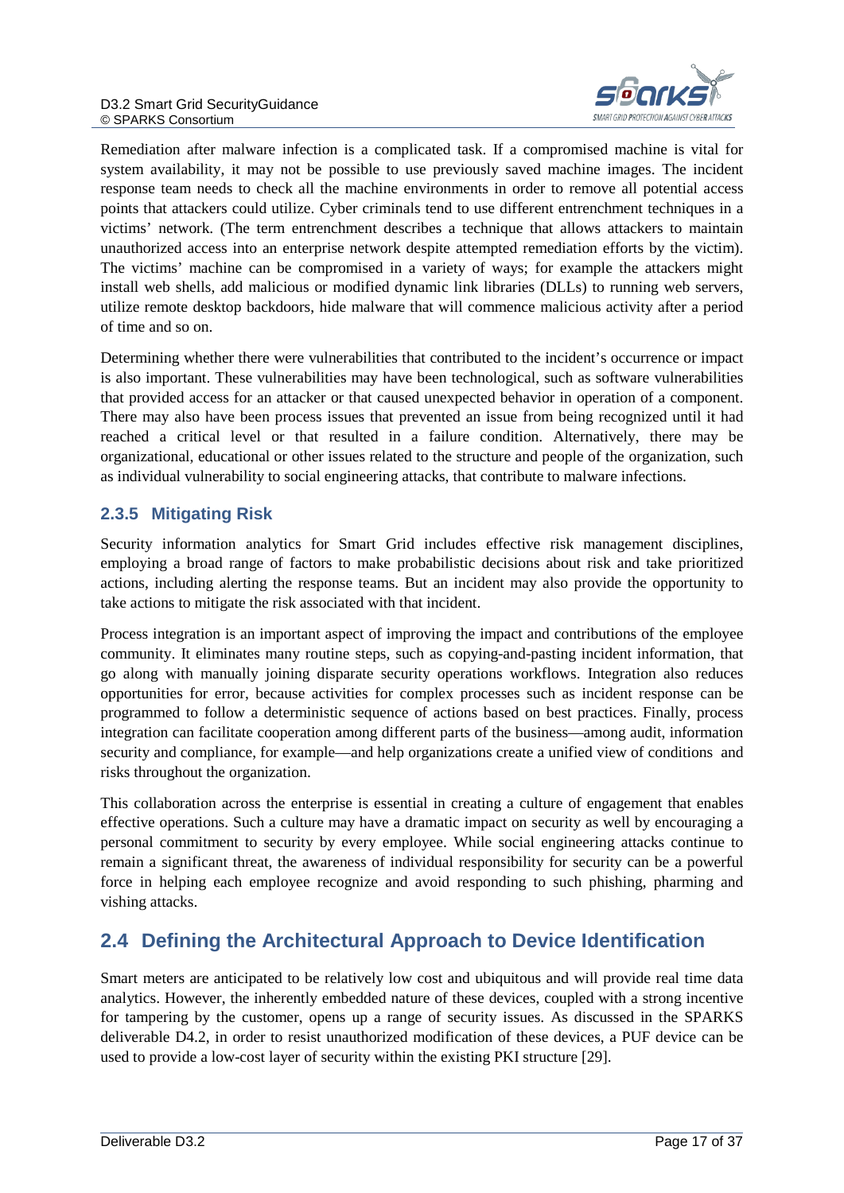Remediation after malware infection is a complicated task. If a compromised machine is vital for system availability, it may not be possible to use previously saved machine images. The incident response team needs to check all the machine environments in order to remove all potential access points that attackers could utilize. Cyber criminals tend to use different entrenchment techniques in a victims' network. (The term entrenchment describes a technique that allows attackers to maintain unauthorized access into an enterprise network despite attempted remediation efforts by the victim). The victims' machine can be compromised in a variety of ways; for example the attackers might install web shells, add malicious or modified dynamic link libraries (DLLs) to running web servers, utilize remote desktop backdoors, hide malware that will commence malicious activity after a period of time and so on.

Determining whether there were vulnerabilities that contributed to the incident's occurrence or impact is also important. These vulnerabilities may have been technological, such as software vulnerabilities that provided access for an attacker or that caused unexpected behavior in operation of a component. There may also have been process issues that prevented an issue from being recognized until it had reached a critical level or that resulted in a failure condition. Alternatively, there may be organizational, educational or other issues related to the structure and people of the organization, such as individual vulnerability to social engineering attacks, that contribute to malware infections.

### 2.3.5 Mitigating Risk

Security information analytics for Smart Grid includes effective risk management disciplines, employing a broad range of factors to make probabilistic decisions about risk and take prioritized actions, including alerting the response teams. But an incident may also provide the opportunity to take actions to mitigate the risk associated with that incident.

Process integration is an important aspect of improving the impact and contributions of the employee community. It eliminates many routine steps, such as copying-and-pasting incident information, that go along with manually joining disparate security operations workflows. Integration also reduces opportunities for error, because activities for complex processes such as incident response can be programmed to follow a deterministic sequence of actions based on best practices. Finally, process integration can facilitate cooperation among different parts of the business—among audit, information security and compliance, for example—and help organizations create a unified view of conditions and risks throughout the organization.

This collaboration across the enterprise is essential in creating a culture of engagement that enables effective operations. Such a culture may have a dramatic impact on security as well by encouraging a personal commitment to security by every employee. While social engineering attacks continue to remain a significant threat, the awareness of individual responsibility for security can be a powerful force in helping each employee recognize and avoid responding to such phishing, pharming and vishing attacks.

## 2.4 Defining the Architectural Approach to Device Identification

Smart meters are anticipated to be relatively low cost and ubiquitous and will provide real time data analytics. However, the inherently embedded nature of these devices, coupled with a strong incentive for tampering by the customer, opens up a range of security issues. As discussed in the SPARKS deliverable D4.2, in order to resist unauthorized modification of these devices, a PUF device can be used to provide a low-cost layer of security within the existing PKI structure [29].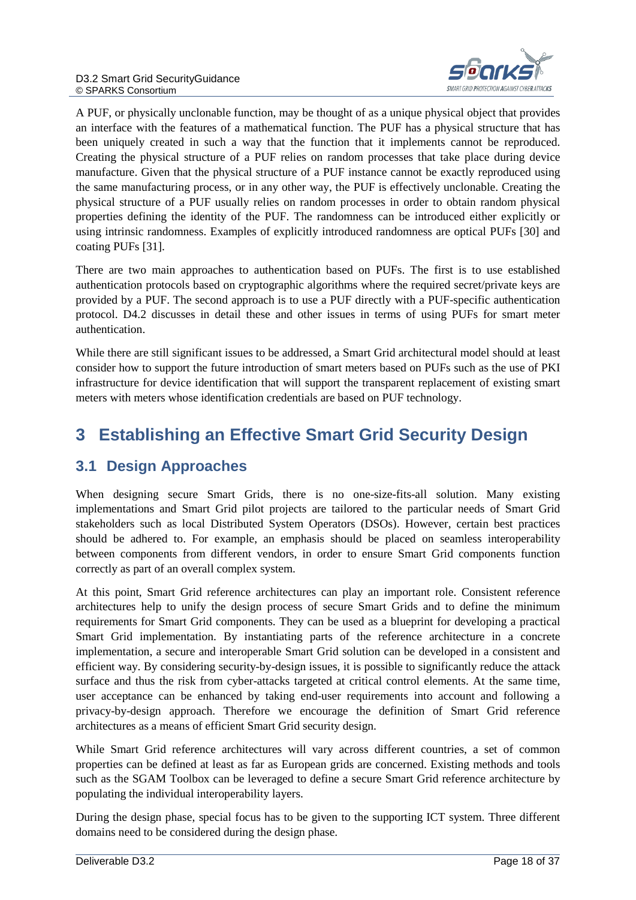A PUF, or physically unclonable function, may be thought of as a unique physical object that provides an interface with the features of a mathematical function. The PUF has a physical structure that has been uniquely created in such a way that the function that it implements cannot be reproduced. Creating the physical structure of a PUF relies on random processes that take place during device manufacture. Given that the physical structure of a PUF instance cannot be exactly reproduced using the same manufacturing process, or in any other way, the PUF is effectively unclonable. Creating the physical structure of a PUF usually relies on random processes in order to obtain random physical properties defining the identity of the PUF. The randomness can be introduced either explicitly or using intrinsic randomness. Examples of explicitly introduced randomness are optical PUFs [30] and coating PUFs [31].

There are two main approaches to authentication based on PUFs. The first is to use established authentication protocols based on cryptographic algorithms where the required secret/private keys are provided by a PUF. The second approach is to use a PUF directly with a PUF-specific authentication protocol. D4.2 discusses in detail these and other issues in terms of using PUFs for smart meter authentication.

While there are still significant issues to be addressed, a Smart Grid architectural model should at least consider how to support the future introduction of smart meters based on PUFs such as the use of PKI infrastructure for device identification that will support the transparent replacement of existing smart meters with meters whose identification credentials are based on PUF technology.

# 3 Establishing an Effective Smart Grid Security Design

## 3.1 Design Approaches

When designing secure Smart Grids, there is no one-size-fits-all solution. Many existing implementations and Smart Grid pilot projects are tailored to the particular needs of Smart Grid stakeholders such as local Distributed System Operators (DSOs). However, certain best practices should be adhered to. For example, an emphasis should be placed on seamless interoperability between components from different vendors, in order to ensure Smart Grid components function correctly as part of an overall complex system.

At this point, Smart Grid reference architectures can play an important role. Consistent reference architectures help to unify the design process of secure Smart Grids and to define the minimum requirements for Smart Grid components. They can be used as a blueprint for developing a practical Smart Grid implementation. By instantiating parts of the reference architecture in a concrete implementation, a secure and interoperable Smart Grid solution can be developed in a consistent and efficient way. By considering security-by-design issues, it is possible to significantly reduce the attack surface and thus the risk from cyber-attacks targeted at critical control elements. At the same time, user acceptance can be enhanced by taking end-user requirements into account and following a privacy-by-design approach. Therefore we encourage the definition of Smart Grid reference architectures as a means of efficient Smart Grid security design.

While Smart Grid reference architectures will vary across different countries, a set of common properties can be defined at least as far as European grids are concerned. Existing methods and tools such as the SGAM Toolbox can be leveraged to define a secure Smart Grid reference architecture by populating the individual interoperability layers.

During the design phase, special focus has to be given to the supporting ICT system. Three different domains need to be considered during the design phase.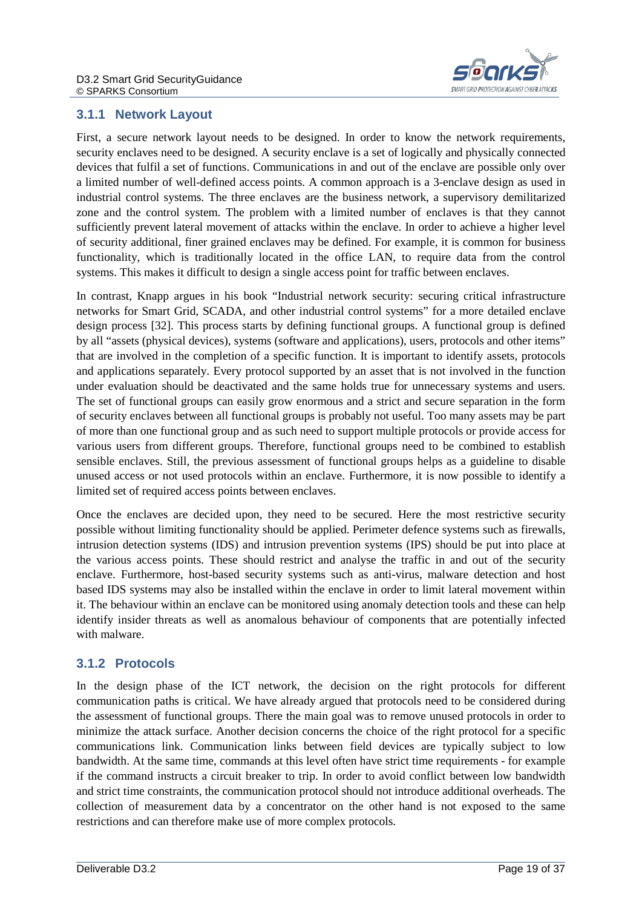### 3.1.1 Network Layout

First, a secure network layout needs to be designed. In order to know the network requirements, security enclaves need to be designed. A security enclave is a set of logically and physically connected devices that fulfil a set of functions. Communications in and out of the enclave are possible only over a limited number of well-defined access points. A common approach is a 3-enclave design as used in industrial control systems. The three enclaves are the business network, a supervisory demilitarized zone and the control system. The problem with a limited number of enclaves is that they cannot sufficiently prevent lateral movement of attacks within the enclave. In order to achieve a higher level of security additional, finer grained enclaves may be defined. For example, it is common for business functionality, which is traditionally located in the office LAN, to require data from the control systems. This makes it difficult to design a single access point for traffic between enclaves.

In contrast, Knapp argues in his book "Industrial network security: securing critical infrastructure networks for Smart Grid, SCADA, and other industrial control systems" for a more detailed enclave design process [32]. This process starts by defining functional groups. A functional group is defined by all "assets (physical devices), systems (software and applications), users, protocols and other items" that are involved in the completion of a specific function. It is important to identify assets, protocols and applications separately. Every protocol supported by an asset that is not involved in the function under evaluation should be deactivated and the same holds true for unnecessary systems and users. The set of functional groups can easily grow enormous and a strict and secure separation in the form of security enclaves between all functional groups is probably not useful. Too many assets may be part of more than one functional group and as such need to support multiple protocols or provide access for various users from different groups. Therefore, functional groups need to be combined to establish sensible enclaves. Still, the previous assessment of functional groups helps as a guideline to disable unused access or not used protocols within an enclave. Furthermore, it is now possible to identify a limited set of required access points between enclaves.

Once the enclaves are decided upon, they need to be secured. Here the most restrictive security possible without limiting functionality should be applied. Perimeter defence systems such as firewalls, intrusion detection systems (IDS) and intrusion prevention systems (IPS) should be put into place at the various access points. These should restrict and analyse the traffic in and out of the security enclave. Furthermore, host-based security systems such as anti-virus, malware detection and host based IDS systems may also be installed within the enclave in order to limit lateral movement within it. The behaviour within an enclave can be monitored using anomaly detection tools and these can help identify insider threats as well as anomalous behaviour of components that are potentially infected with malware.

### 3.1.2 Protocols

In the design phase of the ICT network, the decision on the right protocols for different communication paths is critical. We have already argued that protocols need to be considered during the assessment of functional groups. There the main goal was to remove unused protocols in order to minimize the attack surface. Another decision concerns the choice of the right protocol for a specific communications link. Communication links between field devices are typically subject to low bandwidth. At the same time, commands at this level often have strict time requirements - for example if the command instructs a circuit breaker to trip. In order to avoid conflict between low bandwidth and strict time constraints, the communication protocol should not introduce additional overheads. The collection of measurement data by a concentrator on the other hand is not exposed to the same restrictions and can therefore make use of more complex protocols.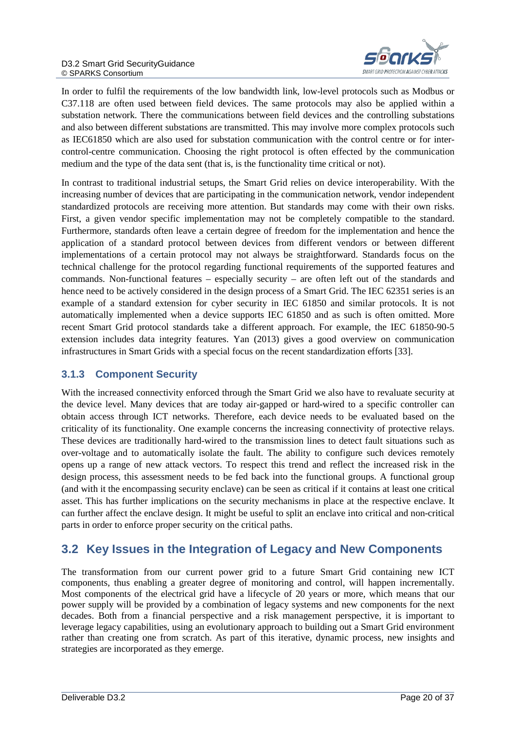In order to fulfil the requirements of the low bandwidth link, low-level protocols such as Modbus or C37.118 are often used between field devices. The same protocols may also be applied within a substation network. There the communications between field devices and the controlling substations and also between different substations are transmitted. This may involve more complex protocols such as IEC61850 which are also used for substation communication with the control centre or for inter-control-centre communication. Choosing the right protocol is often effected by the communication medium and the type of the data sent (that is, is the functionality time critical or not).

In contrast to traditional industrial setups, the Smart Grid relies on device interoperability. With the increasing number of devices that are participating in the communication network, vendor independent standardized protocols are receiving more attention. But standards may come with their own risks. First, a given vendor specific implementation may not be completely compatible to the standard. Furthermore, standards often leave a certain degree of freedom for the implementation and hence the application of a standard protocol between devices from different vendors or between different implementations of a certain protocol may not always be straightforward. Standards focus on the technical challenge for the protocol regarding functional requirements of the supported features and commands. Non-functional features – especially security – are often left out of the standards and hence need to be actively considered in the design process of a Smart Grid. The IEC 62351 series is an example of a standard extension for cyber security in IEC 61850 and similar protocols. It is not automatically implemented when a device supports IEC 61850 and as such is often omitted. More recent Smart Grid protocol standards take a different approach. For example, the IEC 61850-90-5 extension includes data integrity features. Yan (2013) gives a good overview on communication infrastructures in Smart Grids with a special focus on the recent standardization efforts [33].

### 3.1.3 Component Security

With the increased connectivity enforced through the Smart Grid we also have to revaluate security at the device level. Many devices that are today air-gapped or hard-wired to a specific controller can obtain access through ICT networks. Therefore, each device needs to be evaluated based on the criticality of its functionality. One example concerns the increasing connectivity of protective relays. These devices are traditionally hard-wired to the transmission lines to detect fault situations such as over-voltage and to automatically isolate the fault. The ability to configure such devices remotely opens up a range of new attack vectors. To respect this trend and reflect the increased risk in the design process, this assessment needs to be fed back into the functional groups. A functional group (and with it the encompassing security enclave) can be seen as critical if it contains at least one critical asset. This has further implications on the security mechanisms in place at the respective enclave. It can further affect the enclave design. It might be useful to split an enclave into critical and non-critical parts in order to enforce proper security on the critical paths.

## 3.2 Key Issues in the Integration of Legacy and New Components

The transformation from our current power grid to a future Smart Grid containing new ICT components, thus enabling a greater degree of monitoring and control, will happen incrementally. Most components of the electrical grid have a lifecycle of 20 years or more, which means that our power supply will be provided by a combination of legacy systems and new components for the next decades. Both from a financial perspective and a risk management perspective, it is important to leverage legacy capabilities, using an evolutionary approach to building out a Smart Grid environment rather than creating one from scratch. As part of this iterative, dynamic process, new insights and strategies are incorporated as they emerge.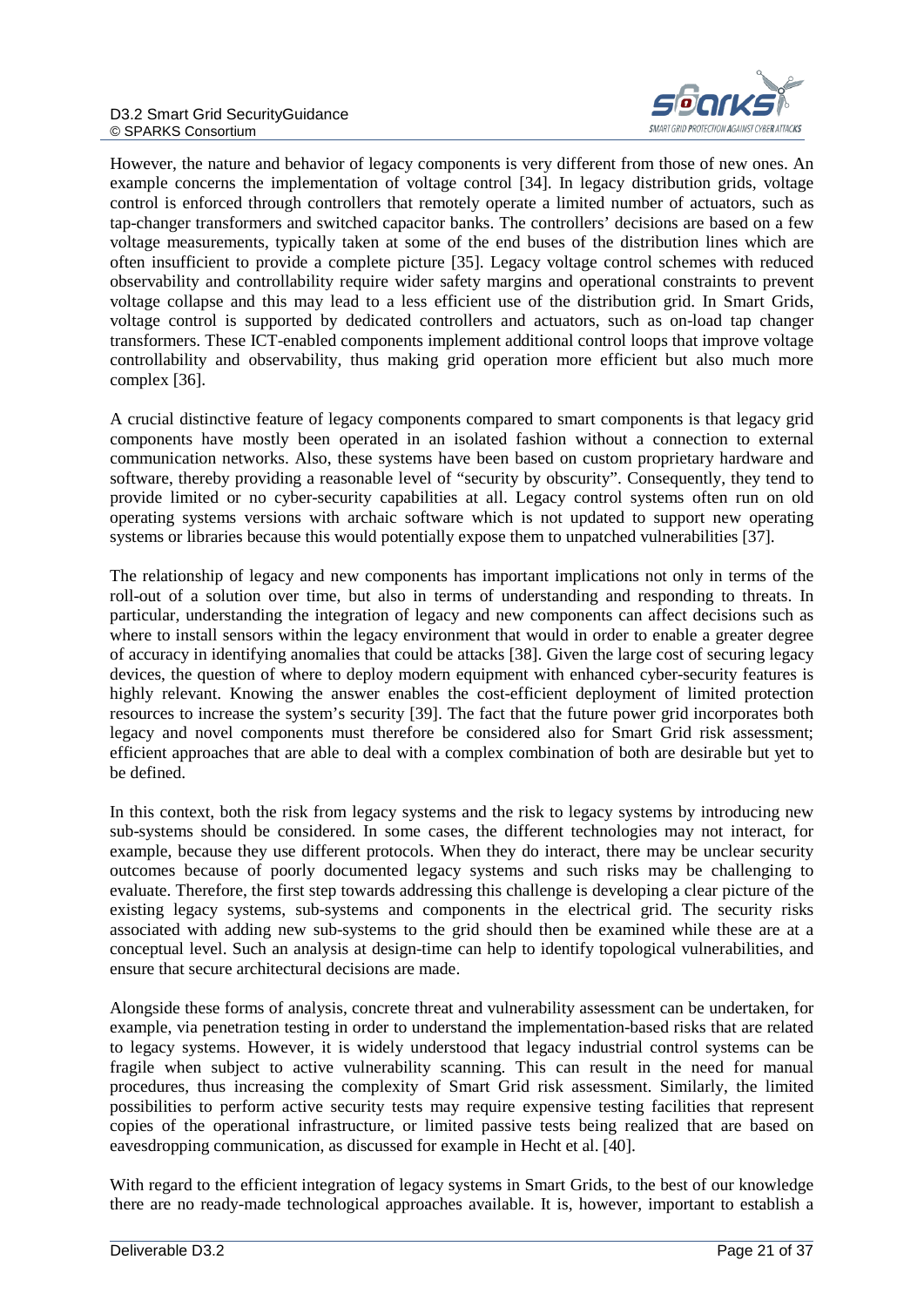However, the nature and behavior of legacy components is very different from those of new ones. An example concerns the implementation of voltage control [34]. In legacy distribution grids, voltage control is enforced through controllers that remotely operate a limited number of actuators, such as tap-changer transformers and switched capacitor banks. The controllers' decisions are based on a few voltage measurements, typically taken at some of the end buses of the distribution lines which are often insufficient to provide a complete picture [35]. Legacy voltage control schemes with reduced observability and controllability require wider safety margins and operational constraints to prevent voltage collapse and this may lead to a less efficient use of the distribution grid. In Smart Grids, voltage control is supported by dedicated controllers and actuators, such as on-load tap changer transformers. These ICT-enabled components implement additional control loops that improve voltage controllability and observability, thus making grid operation more efficient but also much more complex [36].

A crucial distinctive feature of legacy components compared to smart components is that legacy grid components have mostly been operated in an isolated fashion without a connection to external communication networks. Also, these systems have been based on custom proprietary hardware and software, thereby providing a reasonable level of "security by obscurity". Consequently, they tend to provide limited or no cyber-security capabilities at all. Legacy control systems often run on old operating systems versions with archaic software which is not updated to support new operating systems or libraries because this would potentially expose them to unpatched vulnerabilities [37].

The relationship of legacy and new components has important implications not only in terms of the roll-out of a solution over time, but also in terms of understanding and responding to threats. In particular, understanding the integration of legacy and new components can affect decisions such as where to install sensors within the legacy environment that would in order to enable a greater degree of accuracy in identifying anomalies that could be attacks [38]. Given the large cost of securing legacy devices, the question of where to deploy modern equipment with enhanced cyber-security features is highly relevant. Knowing the answer enables the cost-efficient deployment of limited protection resources to increase the system's security [39]. The fact that the future power grid incorporates both legacy and novel components must therefore be considered also for Smart Grid risk assessment; efficient approaches that are able to deal with a complex combination of both are desirable but yet to be defined.

In this context, both the risk from legacy systems and the risk to legacy systems by introducing new sub-systems should be considered. In some cases, the different technologies may not interact, for example, because they use different protocols. When they do interact, there may be unclear security outcomes because of poorly documented legacy systems and such risks may be challenging to evaluate. Therefore, the first step towards addressing this challenge is developing a clear picture of the existing legacy systems, sub-systems and components in the electrical grid. The security risks associated with adding new sub-systems to the grid should then be examined while these are at a conceptual level. Such an analysis at design-time can help to identify topological vulnerabilities, and ensure that secure architectural decisions are made.

Alongside these forms of analysis, concrete threat and vulnerability assessment can be undertaken, for example, via penetration testing in order to understand the implementation-based risks that are related to legacy systems. However, it is widely understood that legacy industrial control systems can be fragile when subject to active vulnerability scanning. This can result in the need for manual procedures, thus increasing the complexity of Smart Grid risk assessment. Similarly, the limited possibilities to perform active security tests may require expensive testing facilities that represent copies of the operational infrastructure, or limited passive tests being realized that are based on eavesdropping communication, as discussed for example in Hecht et al. [40].

With regard to the efficient integration of legacy systems in Smart Grids, to the best of our knowledge there are no ready-made technological approaches available. It is, however, important to establish a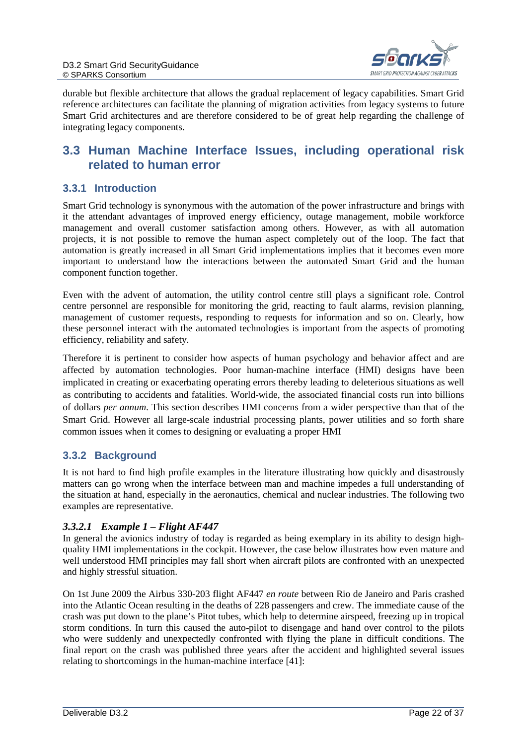durable but flexible architecture that allows the gradual replacement of legacy capabilities. Smart Grid reference architectures can facilitate the planning of migration activities from legacy systems to future Smart Grid architectures and are therefore considered to be of great help regarding the challenge of integrating legacy components.

## 3.3 Human Machine Interface Issues, including operational risk related to human error

### 3.3.1 Introduction

Smart Grid technology is synonymous with the automation of the power infrastructure and brings with it the attendant advantages of improved energy efficiency, outage management, mobile workforce management and overall customer satisfaction among others. However, as with all automation projects, it is not possible to remove the human aspect completely out of the loop. The fact that automation is greatly increased in all Smart Grid implementations implies that it becomes even more important to understand how the interactions between the automated Smart Grid and the human component function together.

Even with the advent of automation, the utility control centre still plays a significant role. Control centre personnel are responsible for monitoring the grid, reacting to fault alarms, revision planning, management of customer requests, responding to requests for information and so on. Clearly, how these personnel interact with the automated technologies is important from the aspects of promoting efficiency, reliability and safety.

Therefore it is pertinent to consider how aspects of human psychology and behavior affect and are affected by automation technologies. Poor human-machine interface (HMI) designs have been implicated in creating or exacerbating operating errors thereby leading to deleterious situations as well as contributing to accidents and fatalities. World-wide, the associated financial costs run into billions of dollars *per annum*. This section describes HMI concerns from a wider perspective than that of the Smart Grid. However all large-scale industrial processing plants, power utilities and so forth share common issues when it comes to designing or evaluating a proper HMI

### 3.3.2 Background

It is not hard to find high profile examples in the literature illustrating how quickly and disastrously matters can go wrong when the interface between man and machine impedes a full understanding of the situation at hand, especially in the aeronautics, chemical and nuclear industries. The following two examples are representative.

#### *3.3.2.1 Example 1 – Flight AF447*

In general the avionics industry of today is regarded as being exemplary in its ability to design high-quality HMI implementations in the cockpit. However, the case below illustrates how even mature and well understood HMI principles may fall short when aircraft pilots are confronted with an unexpected and highly stressful situation.

On 1st June 2009 the Airbus 330-203 flight AF447 *en route* between Rio de Janeiro and Paris crashed into the Atlantic Ocean resulting in the deaths of 228 passengers and crew. The immediate cause of the crash was put down to the plane's Pitot tubes, which help to determine airspeed, freezing up in tropical storm conditions. In turn this caused the auto-pilot to disengage and hand over control to the pilots who were suddenly and unexpectedly confronted with flying the plane in difficult conditions. The final report on the crash was published three years after the accident and highlighted several issues relating to shortcomings in the human-machine interface [41]: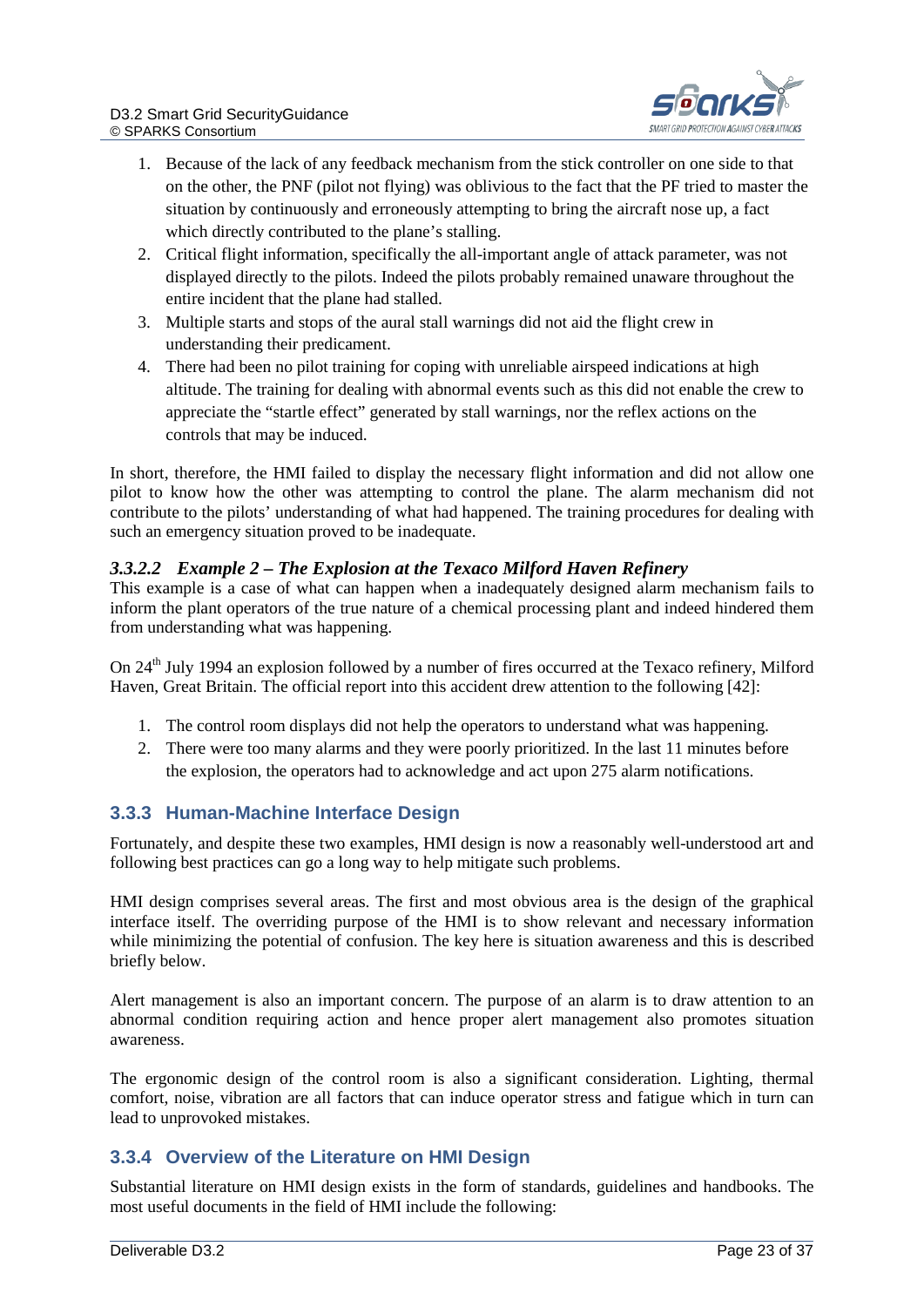1. Because of the lack of any feedback mechanism from the stick controller on one side to that on the other, the PNF (pilot not flying) was oblivious to the fact that the PF tried to master the situation by continuously and erroneously attempting to bring the aircraft nose up, a fact which directly contributed to the plane's stalling.
2. Critical flight information, specifically the all-important angle of attack parameter, was not displayed directly to the pilots. Indeed the pilots probably remained unaware throughout the entire incident that the plane had stalled.
3. Multiple starts and stops of the aural stall warnings did not aid the flight crew in understanding their predicament.
4. There had been no pilot training for coping with unreliable airspeed indications at high altitude. The training for dealing with abnormal events such as this did not enable the crew to appreciate the "startle effect" generated by stall warnings, nor the reflex actions on the controls that may be induced.

In short, therefore, the HMI failed to display the necessary flight information and did not allow one pilot to know how the other was attempting to control the plane. The alarm mechanism did not contribute to the pilots' understanding of what had happened. The training procedures for dealing with such an emergency situation proved to be inadequate.

#### *3.3.2.2 Example 2 – The Explosion at the Texaco Milford Haven Refinery*

This example is a case of what can happen when a inadequately designed alarm mechanism fails to inform the plant operators of the true nature of a chemical processing plant and indeed hindered them from understanding what was happening.

On 24th July 1994 an explosion followed by a number of fires occurred at the Texaco refinery, Milford Haven, Great Britain. The official report into this accident drew attention to the following [42]:

1. The control room displays did not help the operators to understand what was happening.
2. There were too many alarms and they were poorly prioritized. In the last 11 minutes before the explosion, the operators had to acknowledge and act upon 275 alarm notifications.

### 3.3.3 Human-Machine Interface Design

Fortunately, and despite these two examples, HMI design is now a reasonably well-understood art and following best practices can go a long way to help mitigate such problems.

HMI design comprises several areas. The first and most obvious area is the design of the graphical interface itself. The overriding purpose of the HMI is to show relevant and necessary information while minimizing the potential of confusion. The key here is situation awareness and this is described briefly below.

Alert management is also an important concern. The purpose of an alarm is to draw attention to an abnormal condition requiring action and hence proper alert management also promotes situation awareness.

The ergonomic design of the control room is also a significant consideration. Lighting, thermal comfort, noise, vibration are all factors that can induce operator stress and fatigue which in turn can lead to unprovoked mistakes.

### 3.3.4 Overview of the Literature on HMI Design

Substantial literature on HMI design exists in the form of standards, guidelines and handbooks. The most useful documents in the field of HMI include the following: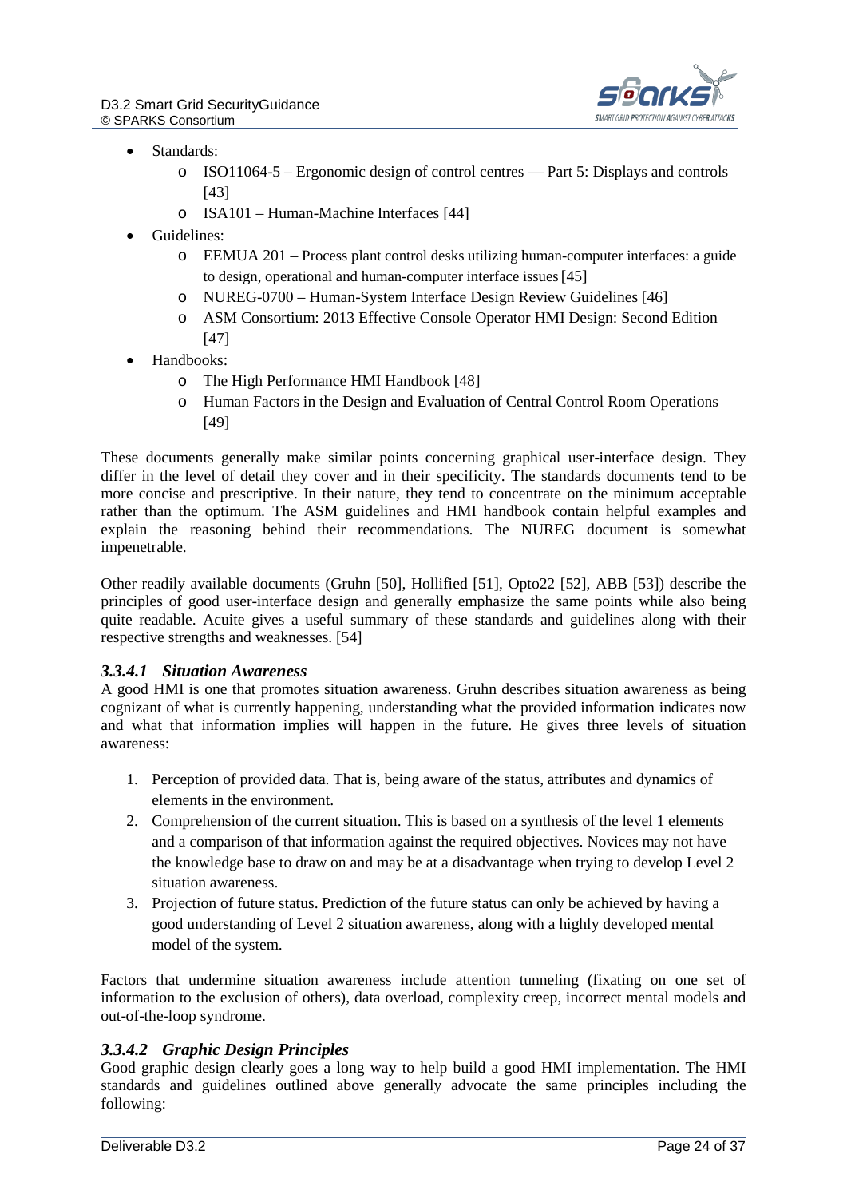- Standards:
    - ISO11064-5 – Ergonomic design of control centres — Part 5: Displays and controls [43]
    - ISA101 – Human-Machine Interfaces [44]
- Guidelines:
    - EEMUA 201 – Process plant control desks utilizing human-computer interfaces: a guide to design, operational and human-computer interface issues [45]
    - NUREG-0700 – Human-System Interface Design Review Guidelines [46]
    - ASM Consortium: 2013 Effective Console Operator HMI Design: Second Edition [47]
- Handbooks:
    - The High Performance HMI Handbook [48]
    - Human Factors in the Design and Evaluation of Central Control Room Operations [49]

These documents generally make similar points concerning graphical user-interface design. They differ in the level of detail they cover and in their specificity. The standards documents tend to be more concise and prescriptive. In their nature, they tend to concentrate on the minimum acceptable rather than the optimum. The ASM guidelines and HMI handbook contain helpful examples and explain the reasoning behind their recommendations. The NUREG document is somewhat impenetrable.

Other readily available documents (Gruhn [50], Hollified [51], Opto22 [52], ABB [53]) describe the principles of good user-interface design and generally emphasize the same points while also being quite readable. Acuite gives a useful summary of these standards and guidelines along with their respective strengths and weaknesses. [54]

#### *3.3.4.1 Situation Awareness*

A good HMI is one that promotes situation awareness. Gruhn describes situation awareness as being cognizant of what is currently happening, understanding what the provided information indicates now and what that information implies will happen in the future. He gives three levels of situation awareness:

1. Perception of provided data. That is, being aware of the status, attributes and dynamics of elements in the environment.
2. Comprehension of the current situation. This is based on a synthesis of the level 1 elements and a comparison of that information against the required objectives. Novices may not have the knowledge base to draw on and may be at a disadvantage when trying to develop Level 2 situation awareness.
3. Projection of future status. Prediction of the future status can only be achieved by having a good understanding of Level 2 situation awareness, along with a highly developed mental model of the system.

Factors that undermine situation awareness include attention tunneling (fixating on one set of information to the exclusion of others), data overload, complexity creep, incorrect mental models and out-of-the-loop syndrome.

#### *3.3.4.2 Graphic Design Principles*

Good graphic design clearly goes a long way to help build a good HMI implementation. The HMI standards and guidelines outlined above generally advocate the same principles including the following: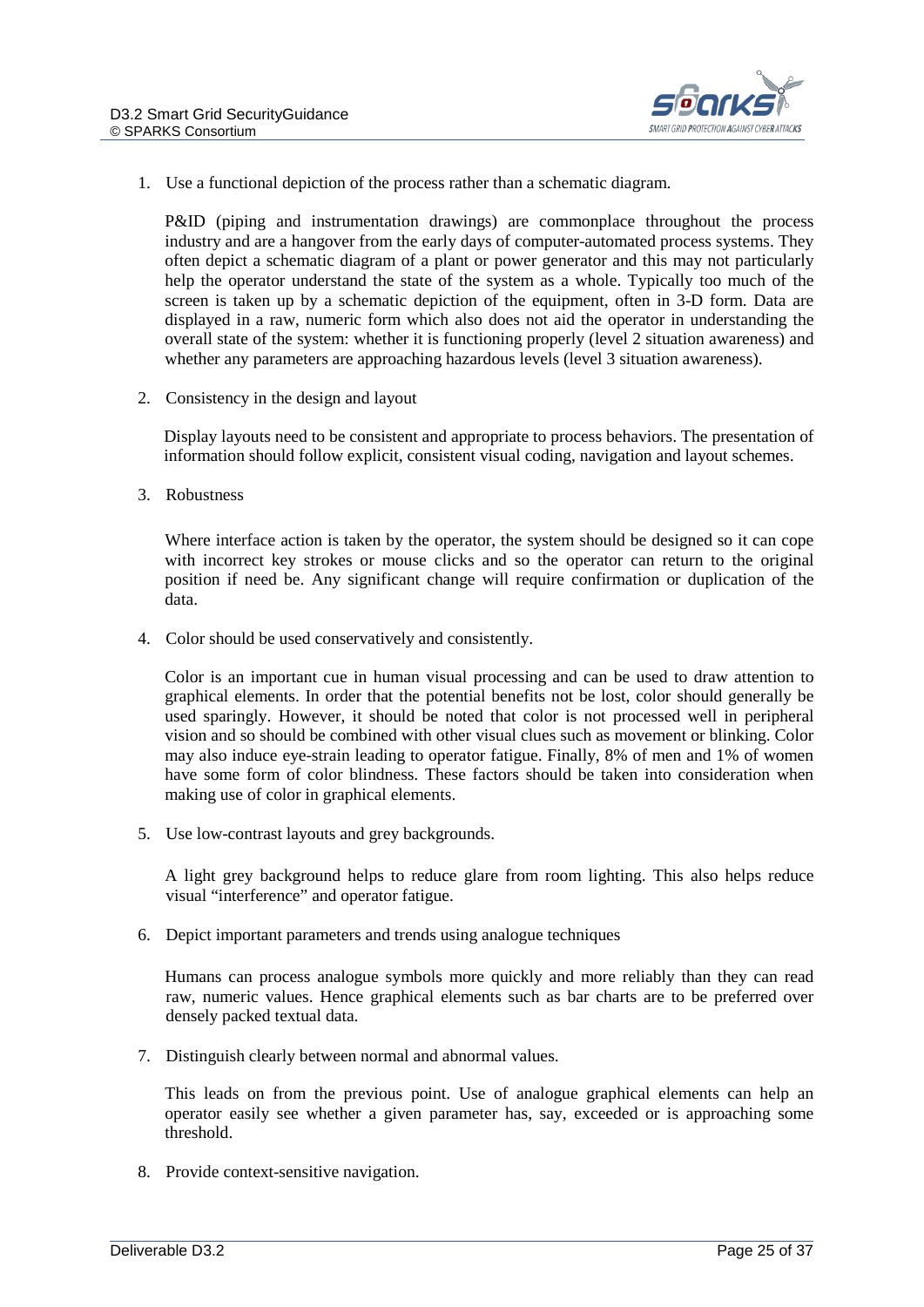1. Use a functional depiction of the process rather than a schematic diagram.

   P&ID (piping and instrumentation drawings) are commonplace throughout the process industry and are a hangover from the early days of computer-automated process systems. They often depict a schematic diagram of a plant or power generator and this may not particularly help the operator understand the state of the system as a whole. Typically too much of the screen is taken up by a schematic depiction of the equipment, often in 3-D form. Data are displayed in a raw, numeric form which also does not aid the operator in understanding the overall state of the system: whether it is functioning properly (level 2 situation awareness) and whether any parameters are approaching hazardous levels (level 3 situation awareness).

2. Consistency in the design and layout

   Display layouts need to be consistent and appropriate to process behaviors. The presentation of information should follow explicit, consistent visual coding, navigation and layout schemes.

3. Robustness

   Where interface action is taken by the operator, the system should be designed so it can cope with incorrect key strokes or mouse clicks and so the operator can return to the original position if need be. Any significant change will require confirmation or duplication of the data.

4. Color should be used conservatively and consistently.

   Color is an important cue in human visual processing and can be used to draw attention to graphical elements. In order that the potential benefits not be lost, color should generally be used sparingly. However, it should be noted that color is not processed well in peripheral vision and so should be combined with other visual clues such as movement or blinking. Color may also induce eye-strain leading to operator fatigue. Finally, 8% of men and 1% of women have some form of color blindness. These factors should be taken into consideration when making use of color in graphical elements.

5. Use low-contrast layouts and grey backgrounds.

   A light grey background helps to reduce glare from room lighting. This also helps reduce visual "interference" and operator fatigue.

6. Depict important parameters and trends using analogue techniques

   Humans can process analogue symbols more quickly and more reliably than they can read raw, numeric values. Hence graphical elements such as bar charts are to be preferred over densely packed textual data.

7. Distinguish clearly between normal and abnormal values.

   This leads on from the previous point. Use of analogue graphical elements can help an operator easily see whether a given parameter has, say, exceeded or is approaching some threshold.

8. Provide context-sensitive navigation.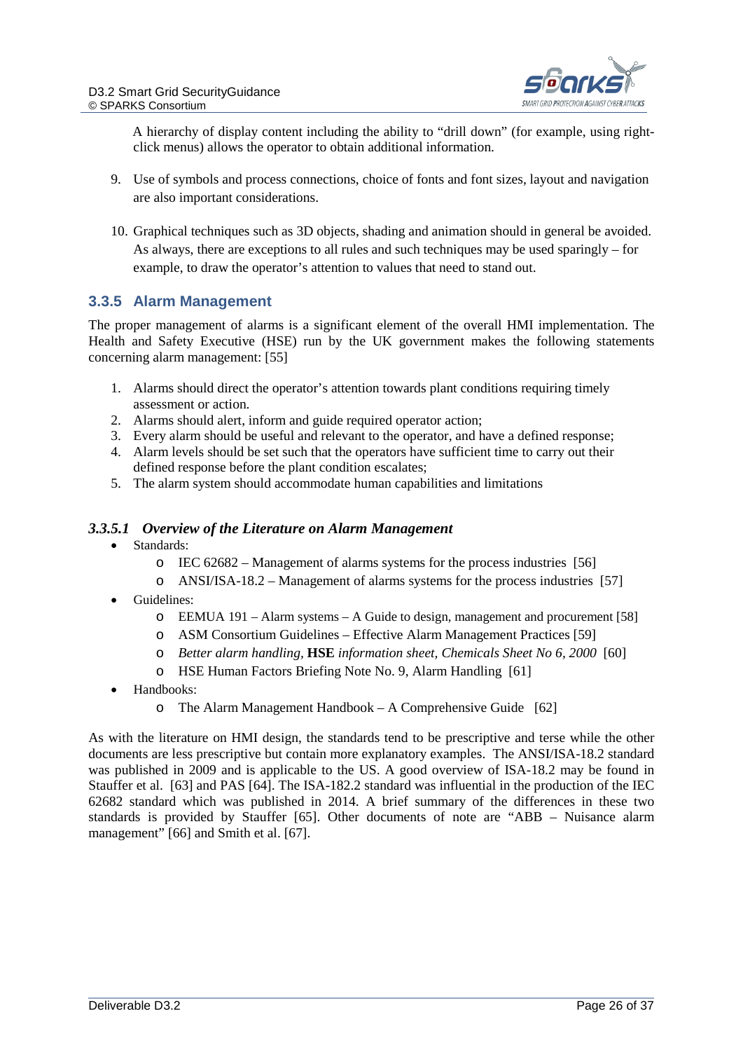A hierarchy of display content including the ability to "drill down" (for example, using right-click menus) allows the operator to obtain additional information.

9. Use of symbols and process connections, choice of fonts and font sizes, layout and navigation are also important considerations.

10. Graphical techniques such as 3D objects, shading and animation should in general be avoided. As always, there are exceptions to all rules and such techniques may be used sparingly – for example, to draw the operator's attention to values that need to stand out.

### 3.3.5 Alarm Management

The proper management of alarms is a significant element of the overall HMI implementation. The Health and Safety Executive (HSE) run by the UK government makes the following statements concerning alarm management: [55]

1. Alarms should direct the operator's attention towards plant conditions requiring timely assessment or action.
2. Alarms should alert, inform and guide required operator action;
3. Every alarm should be useful and relevant to the operator, and have a defined response;
4. Alarm levels should be set such that the operators have sufficient time to carry out their defined response before the plant condition escalates;
5. The alarm system should accommodate human capabilities and limitations

#### 3.3.5.1 *Overview of the Literature on Alarm Management*

- Standards:
  - IEC 62682 – Management of alarms systems for the process industries [56]
  - ANSI/ISA-18.2 – Management of alarms systems for the process industries [57]
- Guidelines:
  - EEMUA 191 – Alarm systems – A Guide to design, management and procurement [58]
  - ASM Consortium Guidelines – Effective Alarm Management Practices [59]
  - *Better alarm handling,* **HSE** *information sheet, Chemicals Sheet No 6, 2000* [60]
  - HSE Human Factors Briefing Note No. 9, Alarm Handling [61]
- Handbooks:
  - The Alarm Management Handbook – A Comprehensive Guide [62]

As with the literature on HMI design, the standards tend to be prescriptive and terse while the other documents are less prescriptive but contain more explanatory examples. The ANSI/ISA-18.2 standard was published in 2009 and is applicable to the US. A good overview of ISA-18.2 may be found in Stauffer et al. [63] and PAS [64]. The ISA-182.2 standard was influential in the production of the IEC 62682 standard which was published in 2014. A brief summary of the differences in these two standards is provided by Stauffer [65]. Other documents of note are "ABB – Nuisance alarm management" [66] and Smith et al. [67].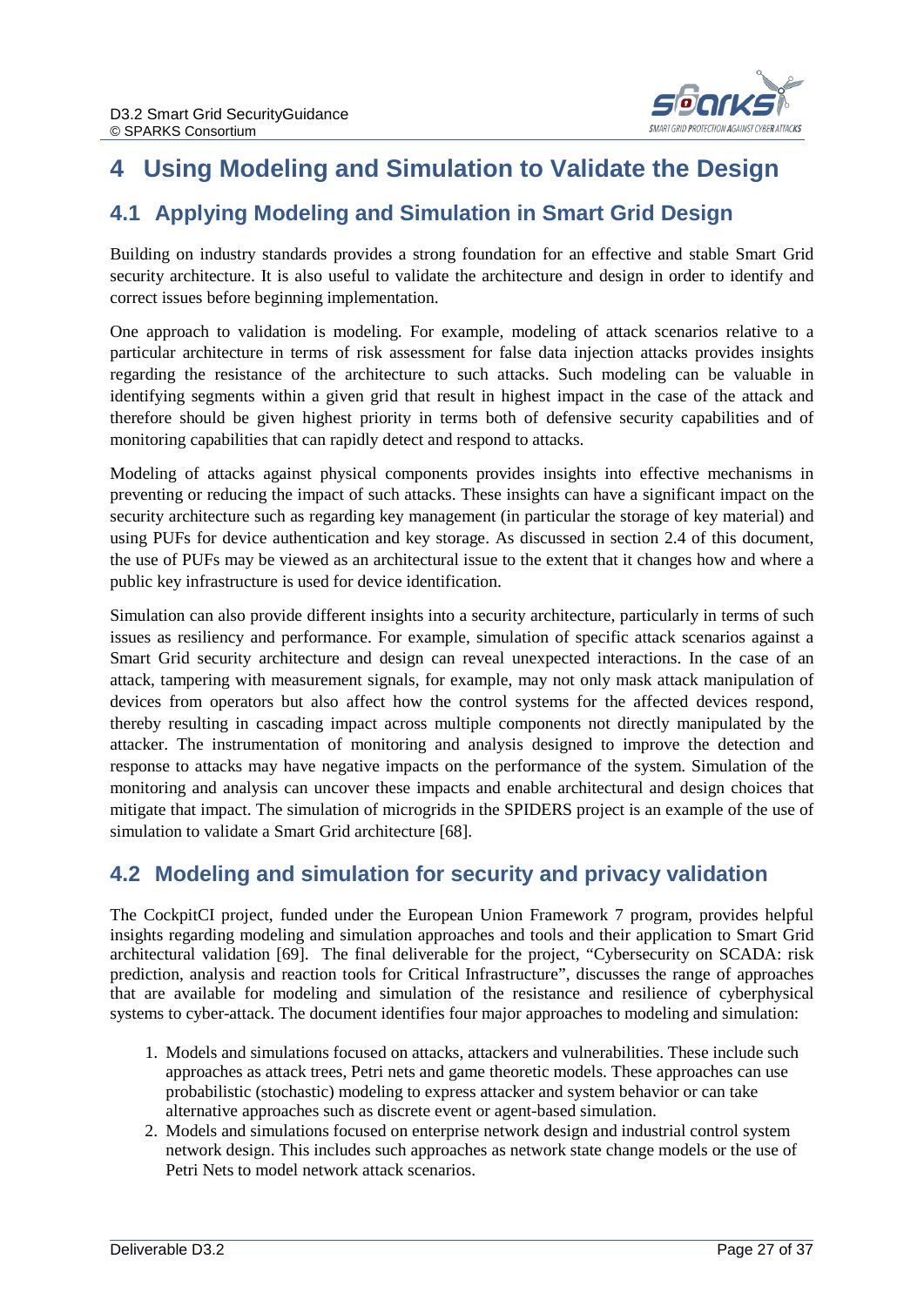# 4 Using Modeling and Simulation to Validate the Design

## 4.1 Applying Modeling and Simulation in Smart Grid Design

Building on industry standards provides a strong foundation for an effective and stable Smart Grid security architecture. It is also useful to validate the architecture and design in order to identify and correct issues before beginning implementation.

One approach to validation is modeling. For example, modeling of attack scenarios relative to a particular architecture in terms of risk assessment for false data injection attacks provides insights regarding the resistance of the architecture to such attacks. Such modeling can be valuable in identifying segments within a given grid that result in highest impact in the case of the attack and therefore should be given highest priority in terms both of defensive security capabilities and of monitoring capabilities that can rapidly detect and respond to attacks.

Modeling of attacks against physical components provides insights into effective mechanisms in preventing or reducing the impact of such attacks. These insights can have a significant impact on the security architecture such as regarding key management (in particular the storage of key material) and using PUFs for device authentication and key storage. As discussed in section 2.4 of this document, the use of PUFs may be viewed as an architectural issue to the extent that it changes how and where a public key infrastructure is used for device identification.

Simulation can also provide different insights into a security architecture, particularly in terms of such issues as resiliency and performance. For example, simulation of specific attack scenarios against a Smart Grid security architecture and design can reveal unexpected interactions. In the case of an attack, tampering with measurement signals, for example, may not only mask attack manipulation of devices from operators but also affect how the control systems for the affected devices respond, thereby resulting in cascading impact across multiple components not directly manipulated by the attacker. The instrumentation of monitoring and analysis designed to improve the detection and response to attacks may have negative impacts on the performance of the system. Simulation of the monitoring and analysis can uncover these impacts and enable architectural and design choices that mitigate that impact. The simulation of microgrids in the SPIDERS project is an example of the use of simulation to validate a Smart Grid architecture [68].

## 4.2 Modeling and simulation for security and privacy validation

The CockpitCI project, funded under the European Union Framework 7 program, provides helpful insights regarding modeling and simulation approaches and tools and their application to Smart Grid architectural validation [69]. The final deliverable for the project, "Cybersecurity on SCADA: risk prediction, analysis and reaction tools for Critical Infrastructure", discusses the range of approaches that are available for modeling and simulation of the resistance and resilience of cyberphysical systems to cyber-attack. The document identifies four major approaches to modeling and simulation:

1. Models and simulations focused on attacks, attackers and vulnerabilities. These include such approaches as attack trees, Petri nets and game theoretic models. These approaches can use probabilistic (stochastic) modeling to express attacker and system behavior or can take alternative approaches such as discrete event or agent-based simulation.
2. Models and simulations focused on enterprise network design and industrial control system network design. This includes such approaches as network state change models or the use of Petri Nets to model network attack scenarios.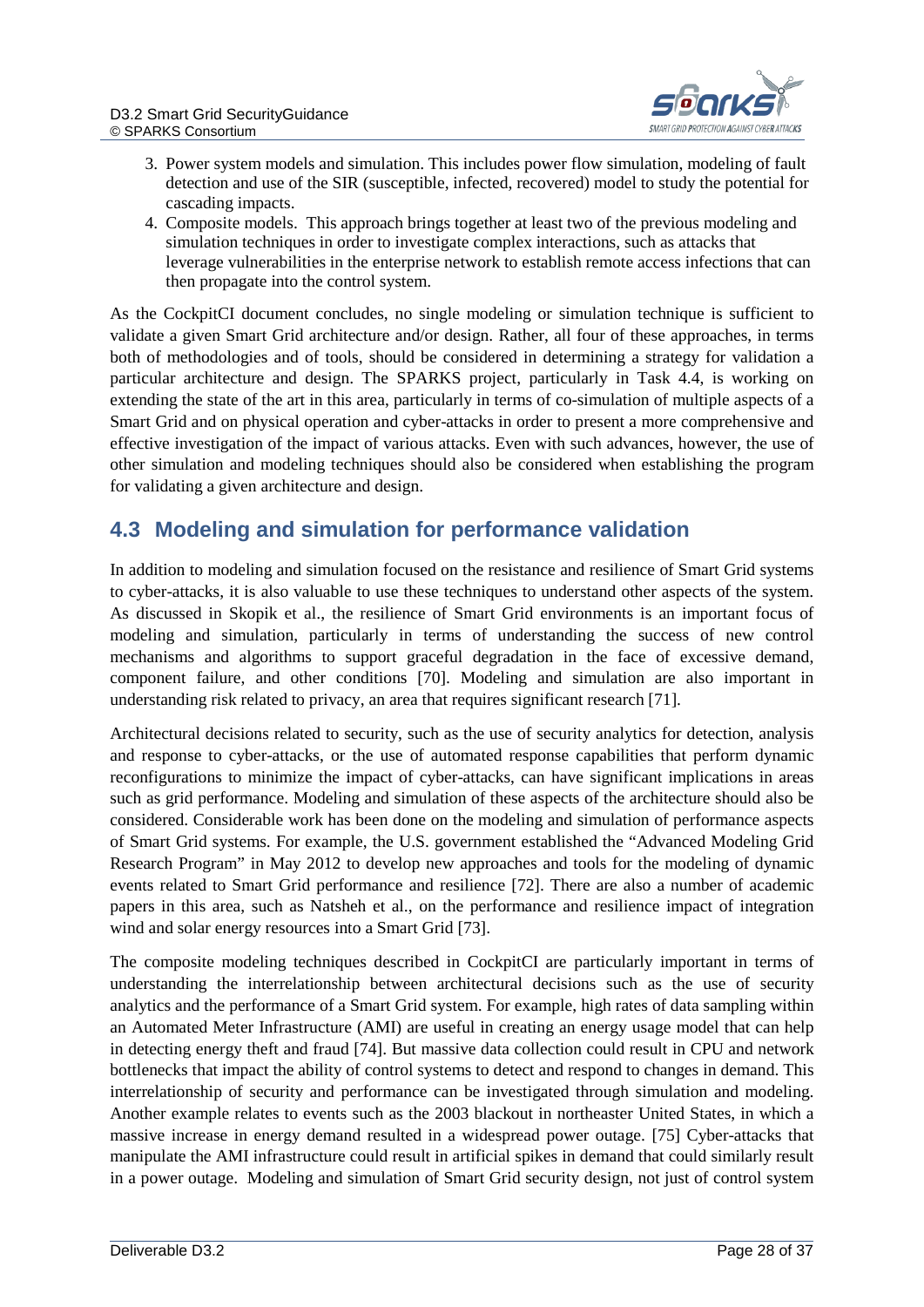3. Power system models and simulation. This includes power flow simulation, modeling of fault detection and use of the SIR (susceptible, infected, recovered) model to study the potential for cascading impacts.
4. Composite models. This approach brings together at least two of the previous modeling and simulation techniques in order to investigate complex interactions, such as attacks that leverage vulnerabilities in the enterprise network to establish remote access infections that can then propagate into the control system.

As the CockpitCI document concludes, no single modeling or simulation technique is sufficient to validate a given Smart Grid architecture and/or design. Rather, all four of these approaches, in terms both of methodologies and of tools, should be considered in determining a strategy for validation a particular architecture and design. The SPARKS project, particularly in Task 4.4, is working on extending the state of the art in this area, particularly in terms of co-simulation of multiple aspects of a Smart Grid and on physical operation and cyber-attacks in order to present a more comprehensive and effective investigation of the impact of various attacks. Even with such advances, however, the use of other simulation and modeling techniques should also be considered when establishing the program for validating a given architecture and design.

## 4.3 Modeling and simulation for performance validation

In addition to modeling and simulation focused on the resistance and resilience of Smart Grid systems to cyber-attacks, it is also valuable to use these techniques to understand other aspects of the system. As discussed in Skopik et al., the resilience of Smart Grid environments is an important focus of modeling and simulation, particularly in terms of understanding the success of new control mechanisms and algorithms to support graceful degradation in the face of excessive demand, component failure, and other conditions [70]. Modeling and simulation are also important in understanding risk related to privacy, an area that requires significant research [71].

Architectural decisions related to security, such as the use of security analytics for detection, analysis and response to cyber-attacks, or the use of automated response capabilities that perform dynamic reconfigurations to minimize the impact of cyber-attacks, can have significant implications in areas such as grid performance. Modeling and simulation of these aspects of the architecture should also be considered. Considerable work has been done on the modeling and simulation of performance aspects of Smart Grid systems. For example, the U.S. government established the "Advanced Modeling Grid Research Program" in May 2012 to develop new approaches and tools for the modeling of dynamic events related to Smart Grid performance and resilience [72]. There are also a number of academic papers in this area, such as Natsheh et al., on the performance and resilience impact of integration wind and solar energy resources into a Smart Grid [73].

The composite modeling techniques described in CockpitCI are particularly important in terms of understanding the interrelationship between architectural decisions such as the use of security analytics and the performance of a Smart Grid system. For example, high rates of data sampling within an Automated Meter Infrastructure (AMI) are useful in creating an energy usage model that can help in detecting energy theft and fraud [74]. But massive data collection could result in CPU and network bottlenecks that impact the ability of control systems to detect and respond to changes in demand. This interrelationship of security and performance can be investigated through simulation and modeling. Another example relates to events such as the 2003 blackout in northeaster United States, in which a massive increase in energy demand resulted in a widespread power outage. [75] Cyber-attacks that manipulate the AMI infrastructure could result in artificial spikes in demand that could similarly result in a power outage. Modeling and simulation of Smart Grid security design, not just of control system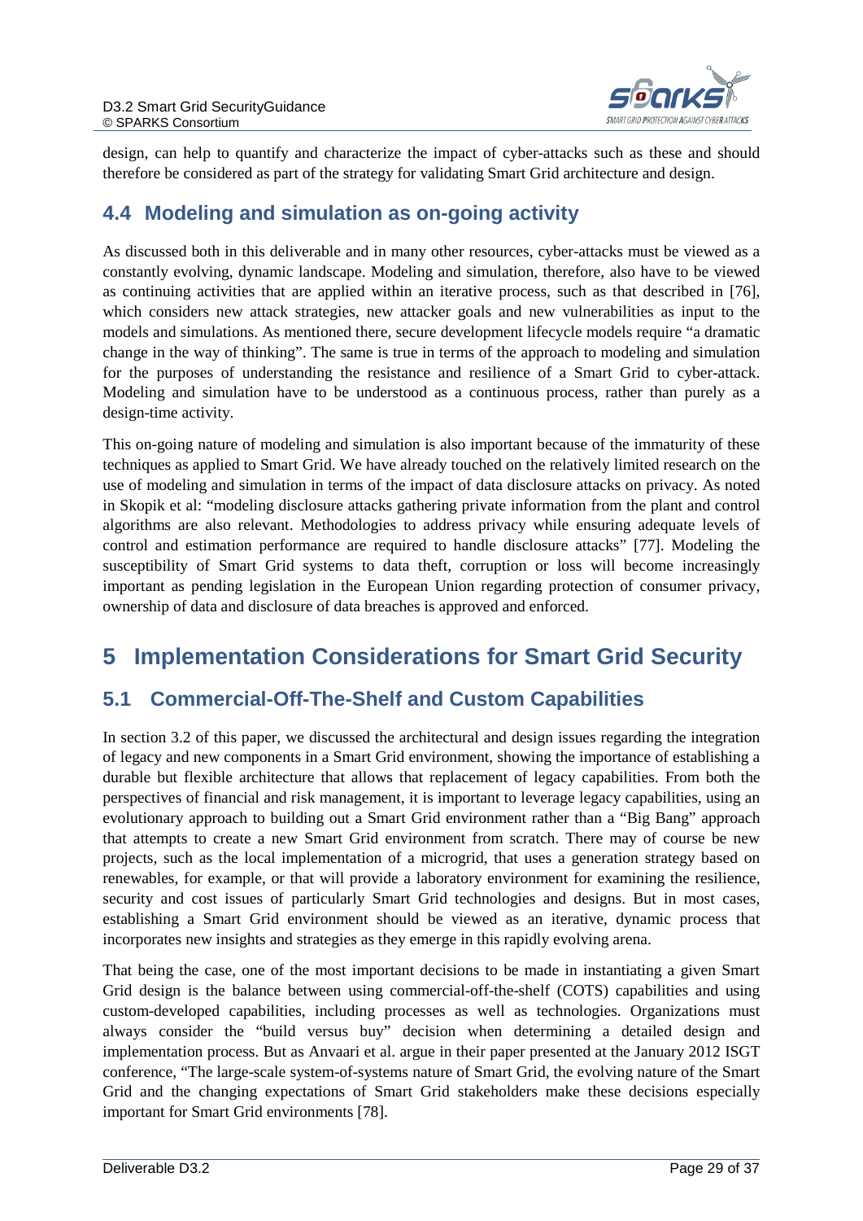design, can help to quantify and characterize the impact of cyber-attacks such as these and should therefore be considered as part of the strategy for validating Smart Grid architecture and design.

## 4.4 Modeling and simulation as on-going activity

As discussed both in this deliverable and in many other resources, cyber-attacks must be viewed as a constantly evolving, dynamic landscape. Modeling and simulation, therefore, also have to be viewed as continuing activities that are applied within an iterative process, such as that described in [76], which considers new attack strategies, new attacker goals and new vulnerabilities as input to the models and simulations. As mentioned there, secure development lifecycle models require "a dramatic change in the way of thinking". The same is true in terms of the approach to modeling and simulation for the purposes of understanding the resistance and resilience of a Smart Grid to cyber-attack. Modeling and simulation have to be understood as a continuous process, rather than purely as a design-time activity.

This on-going nature of modeling and simulation is also important because of the immaturity of these techniques as applied to Smart Grid. We have already touched on the relatively limited research on the use of modeling and simulation in terms of the impact of data disclosure attacks on privacy. As noted in Skopik et al: "modeling disclosure attacks gathering private information from the plant and control algorithms are also relevant. Methodologies to address privacy while ensuring adequate levels of control and estimation performance are required to handle disclosure attacks" [77]. Modeling the susceptibility of Smart Grid systems to data theft, corruption or loss will become increasingly important as pending legislation in the European Union regarding protection of consumer privacy, ownership of data and disclosure of data breaches is approved and enforced.

# 5 Implementation Considerations for Smart Grid Security

## 5.1 Commercial-Off-The-Shelf and Custom Capabilities

In section 3.2 of this paper, we discussed the architectural and design issues regarding the integration of legacy and new components in a Smart Grid environment, showing the importance of establishing a durable but flexible architecture that allows that replacement of legacy capabilities. From both the perspectives of financial and risk management, it is important to leverage legacy capabilities, using an evolutionary approach to building out a Smart Grid environment rather than a "Big Bang" approach that attempts to create a new Smart Grid environment from scratch. There may of course be new projects, such as the local implementation of a microgrid, that uses a generation strategy based on renewables, for example, or that will provide a laboratory environment for examining the resilience, security and cost issues of particularly Smart Grid technologies and designs. But in most cases, establishing a Smart Grid environment should be viewed as an iterative, dynamic process that incorporates new insights and strategies as they emerge in this rapidly evolving arena.

That being the case, one of the most important decisions to be made in instantiating a given Smart Grid design is the balance between using commercial-off-the-shelf (COTS) capabilities and using custom-developed capabilities, including processes as well as technologies. Organizations must always consider the "build versus buy" decision when determining a detailed design and implementation process. But as Anvaari et al. argue in their paper presented at the January 2012 ISGT conference, "The large-scale system-of-systems nature of Smart Grid, the evolving nature of the Smart Grid and the changing expectations of Smart Grid stakeholders make these decisions especially important for Smart Grid environments [78].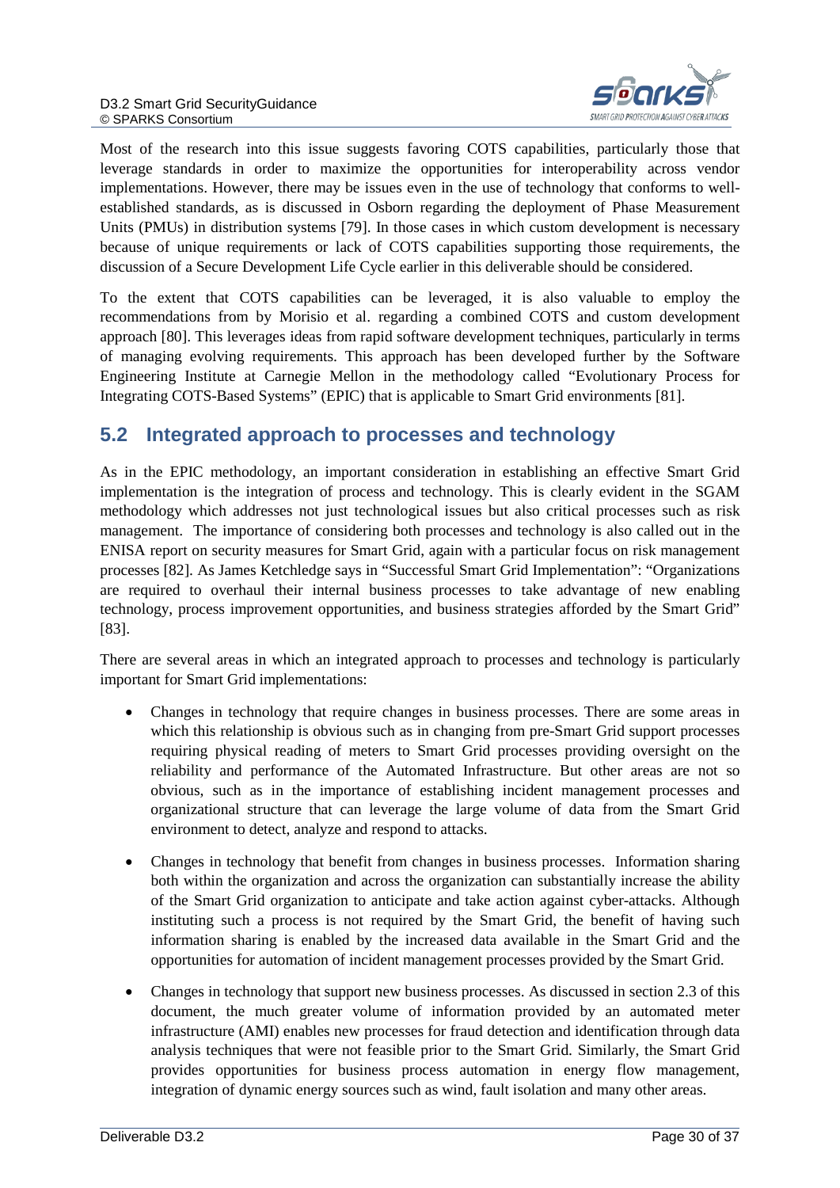Most of the research into this issue suggests favoring COTS capabilities, particularly those that leverage standards in order to maximize the opportunities for interoperability across vendor implementations. However, there may be issues even in the use of technology that conforms to well-established standards, as is discussed in Osborn regarding the deployment of Phase Measurement Units (PMUs) in distribution systems [79]. In those cases in which custom development is necessary because of unique requirements or lack of COTS capabilities supporting those requirements, the discussion of a Secure Development Life Cycle earlier in this deliverable should be considered.

To the extent that COTS capabilities can be leveraged, it is also valuable to employ the recommendations from by Morisio et al. regarding a combined COTS and custom development approach [80]. This leverages ideas from rapid software development techniques, particularly in terms of managing evolving requirements. This approach has been developed further by the Software Engineering Institute at Carnegie Mellon in the methodology called "Evolutionary Process for Integrating COTS-Based Systems" (EPIC) that is applicable to Smart Grid environments [81].

## 5.2 Integrated approach to processes and technology

As in the EPIC methodology, an important consideration in establishing an effective Smart Grid implementation is the integration of process and technology. This is clearly evident in the SGAM methodology which addresses not just technological issues but also critical processes such as risk management. The importance of considering both processes and technology is also called out in the ENISA report on security measures for Smart Grid, again with a particular focus on risk management processes [82]. As James Ketchledge says in "Successful Smart Grid Implementation": "Organizations are required to overhaul their internal business processes to take advantage of new enabling technology, process improvement opportunities, and business strategies afforded by the Smart Grid" [83].

There are several areas in which an integrated approach to processes and technology is particularly important for Smart Grid implementations:

- Changes in technology that require changes in business processes. There are some areas in which this relationship is obvious such as in changing from pre-Smart Grid support processes requiring physical reading of meters to Smart Grid processes providing oversight on the reliability and performance of the Automated Infrastructure. But other areas are not so obvious, such as in the importance of establishing incident management processes and organizational structure that can leverage the large volume of data from the Smart Grid environment to detect, analyze and respond to attacks.

- Changes in technology that benefit from changes in business processes. Information sharing both within the organization and across the organization can substantially increase the ability of the Smart Grid organization to anticipate and take action against cyber-attacks. Although instituting such a process is not required by the Smart Grid, the benefit of having such information sharing is enabled by the increased data available in the Smart Grid and the opportunities for automation of incident management processes provided by the Smart Grid.

- Changes in technology that support new business processes. As discussed in section 2.3 of this document, the much greater volume of information provided by an automated meter infrastructure (AMI) enables new processes for fraud detection and identification through data analysis techniques that were not feasible prior to the Smart Grid. Similarly, the Smart Grid provides opportunities for business process automation in energy flow management, integration of dynamic energy sources such as wind, fault isolation and many other areas.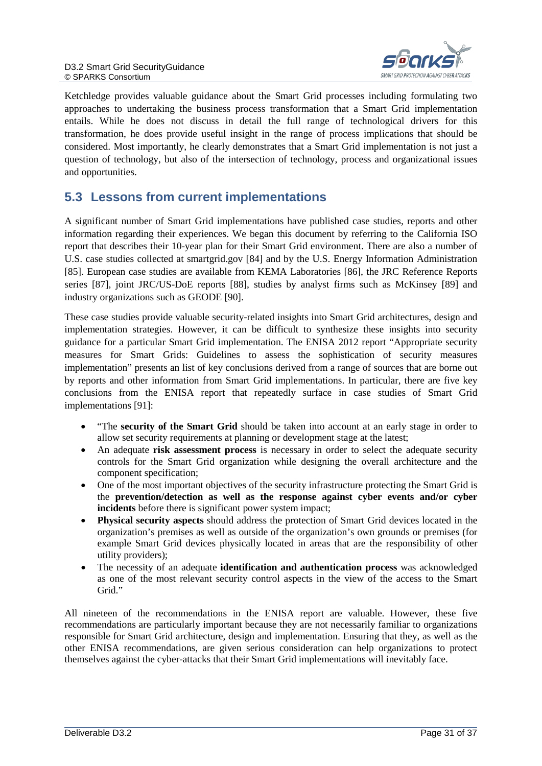Ketchledge provides valuable guidance about the Smart Grid processes including formulating two approaches to undertaking the business process transformation that a Smart Grid implementation entails. While he does not discuss in detail the full range of technological drivers for this transformation, he does provide useful insight in the range of process implications that should be considered. Most importantly, he clearly demonstrates that a Smart Grid implementation is not just a question of technology, but also of the intersection of technology, process and organizational issues and opportunities.

## 5.3 Lessons from current implementations

A significant number of Smart Grid implementations have published case studies, reports and other information regarding their experiences. We began this document by referring to the California ISO report that describes their 10-year plan for their Smart Grid environment. There are also a number of U.S. case studies collected at smartgrid.gov [84] and by the U.S. Energy Information Administration [85]. European case studies are available from KEMA Laboratories [86], the JRC Reference Reports series [87], joint JRC/US-DoE reports [88], studies by analyst firms such as McKinsey [89] and industry organizations such as GEODE [90].

These case studies provide valuable security-related insights into Smart Grid architectures, design and implementation strategies. However, it can be difficult to synthesize these insights into security guidance for a particular Smart Grid implementation. The ENISA 2012 report "Appropriate security measures for Smart Grids: Guidelines to assess the sophistication of security measures implementation" presents an list of key conclusions derived from a range of sources that are borne out by reports and other information from Smart Grid implementations. In particular, there are five key conclusions from the ENISA report that repeatedly surface in case studies of Smart Grid implementations [91]:

- "The **security of the Smart Grid** should be taken into account at an early stage in order to allow set security requirements at planning or development stage at the latest;
- An adequate **risk assessment process** is necessary in order to select the adequate security controls for the Smart Grid organization while designing the overall architecture and the component specification;
- One of the most important objectives of the security infrastructure protecting the Smart Grid is the **prevention/detection as well as the response against cyber events and/or cyber incidents** before there is significant power system impact;
- **Physical security aspects** should address the protection of Smart Grid devices located in the organization's premises as well as outside of the organization's own grounds or premises (for example Smart Grid devices physically located in areas that are the responsibility of other utility providers);
- The necessity of an adequate **identification and authentication process** was acknowledged as one of the most relevant security control aspects in the view of the access to the Smart Grid."

All nineteen of the recommendations in the ENISA report are valuable. However, these five recommendations are particularly important because they are not necessarily familiar to organizations responsible for Smart Grid architecture, design and implementation. Ensuring that they, as well as the other ENISA recommendations, are given serious consideration can help organizations to protect themselves against the cyber-attacks that their Smart Grid implementations will inevitably face.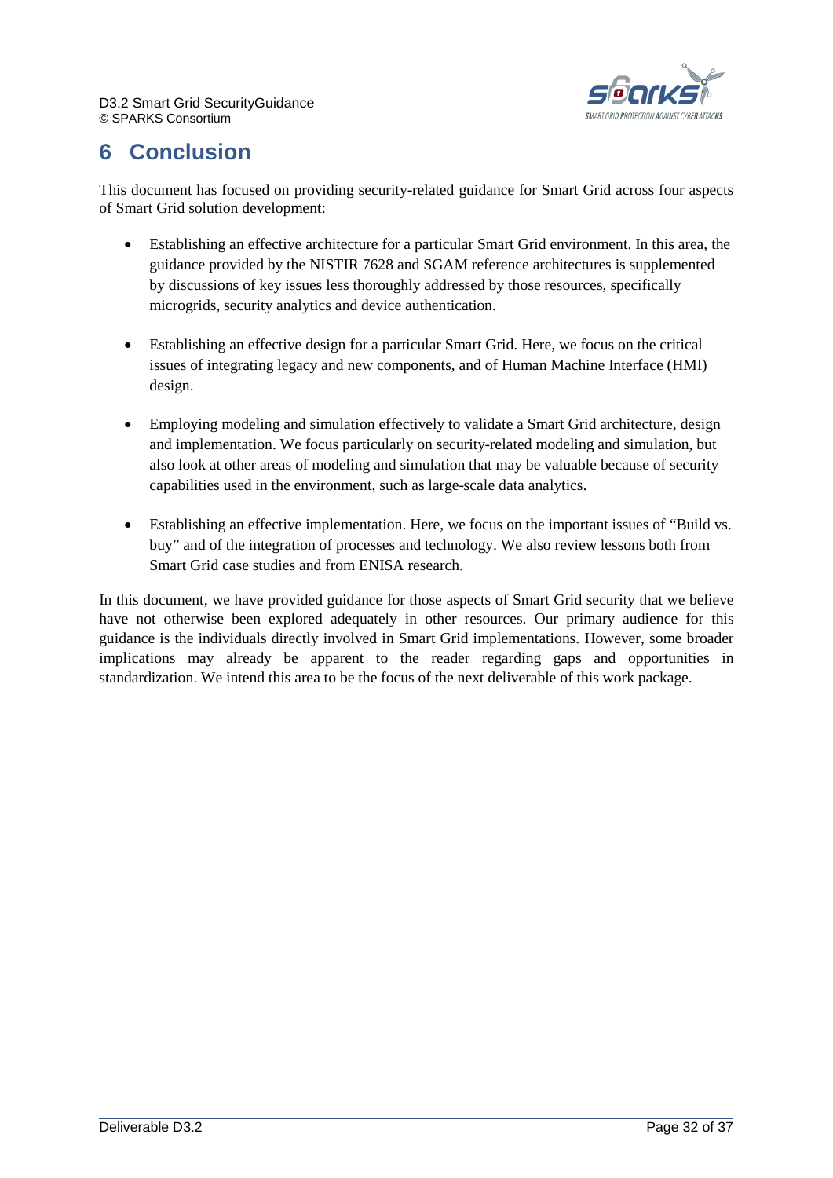# 6 Conclusion

This document has focused on providing security-related guidance for Smart Grid across four aspects of Smart Grid solution development:

- Establishing an effective architecture for a particular Smart Grid environment. In this area, the guidance provided by the NISTIR 7628 and SGAM reference architectures is supplemented by discussions of key issues less thoroughly addressed by those resources, specifically microgrids, security analytics and device authentication.

- Establishing an effective design for a particular Smart Grid. Here, we focus on the critical issues of integrating legacy and new components, and of Human Machine Interface (HMI) design.

- Employing modeling and simulation effectively to validate a Smart Grid architecture, design and implementation. We focus particularly on security-related modeling and simulation, but also look at other areas of modeling and simulation that may be valuable because of security capabilities used in the environment, such as large-scale data analytics.

- Establishing an effective implementation. Here, we focus on the important issues of "Build vs. buy" and of the integration of processes and technology. We also review lessons both from Smart Grid case studies and from ENISA research.

In this document, we have provided guidance for those aspects of Smart Grid security that we believe have not otherwise been explored adequately in other resources. Our primary audience for this guidance is the individuals directly involved in Smart Grid implementations. However, some broader implications may already be apparent to the reader regarding gaps and opportunities in standardization. We intend this area to be the focus of the next deliverable of this work package.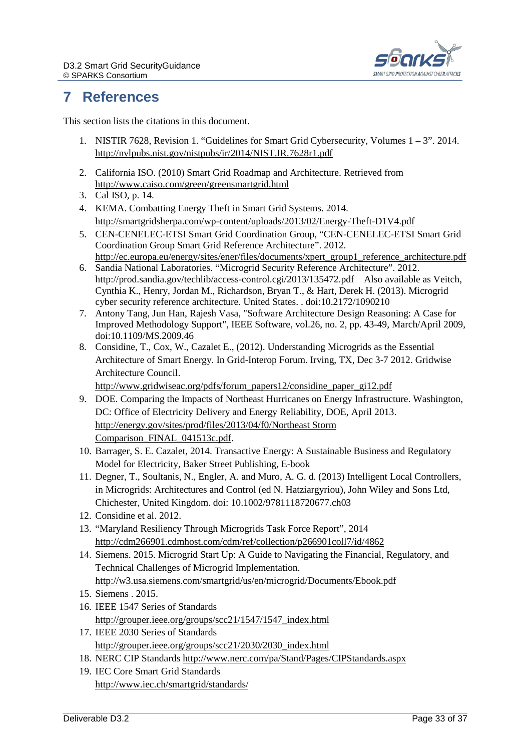# 7 References

This section lists the citations in this document.

1. NISTIR 7628, Revision 1. “Guidelines for Smart Grid Cybersecurity, Volumes 1 – 3”. 2014. http://nvlpubs.nist.gov/nistpubs/ir/2014/NIST.IR.7628r1.pdf
2. California ISO. (2010) Smart Grid Roadmap and Architecture. Retrieved from http://www.caiso.com/green/greensmartgrid.html
3. Cal ISO, p. 14.
4. KEMA. Combatting Energy Theft in Smart Grid Systems. 2014. http://smartgridsherpa.com/wp-content/uploads/2013/02/Energy-Theft-D1V4.pdf
5. CEN-CENELEC-ETSI Smart Grid Coordination Group, “CEN-CENELEC-ETSI Smart Grid Coordination Group Smart Grid Reference Architecture”. 2012. http://ec.europa.eu/energy/sites/ener/files/documents/xpert_group1_reference_architecture.pdf
6. Sandia National Laboratories. “Microgrid Security Reference Architecture”. 2012. http://prod.sandia.gov/techlib/access-control.cgi/2013/135472.pdf Also available as Veitch, Cynthia K., Henry, Jordan M., Richardson, Bryan T., & Hart, Derek H. (2013). Microgrid cyber security reference architecture. United States. . doi:10.2172/1090210
7. Antony Tang, Jun Han, Rajesh Vasa, "Software Architecture Design Reasoning: A Case for Improved Methodology Support", IEEE Software, vol.26, no. 2, pp. 43-49, March/April 2009, doi:10.1109/MS.2009.46
8. Considine, T., Cox, W., Cazalet E., (2012). Understanding Microgrids as the Essential Architecture of Smart Energy. In Grid-Interop Forum. Irving, TX, Dec 3-7 2012. Gridwise Architecture Council. http://www.gridwiseac.org/pdfs/forum_papers12/considine_paper_gi12.pdf
9. DOE. Comparing the Impacts of Northeast Hurricanes on Energy Infrastructure. Washington, DC: Office of Electricity Delivery and Energy Reliability, DOE, April 2013. http://energy.gov/sites/prod/files/2013/04/f0/Northeast Storm Comparison_FINAL_041513c.pdf.
10. Barrager, S. E. Cazalet, 2014. Transactive Energy: A Sustainable Business and Regulatory Model for Electricity, Baker Street Publishing, E-book
11. Degner, T., Soultanis, N., Engler, A. and Muro, A. G. d. (2013) Intelligent Local Controllers, in Microgrids: Architectures and Control (ed N. Hatziargyriou), John Wiley and Sons Ltd, Chichester, United Kingdom. doi: 10.1002/9781118720677.ch03
12. Considine et al. 2012.
13. “Maryland Resiliency Through Microgrids Task Force Report”, 2014 http://cdm266901.cdmhost.com/cdm/ref/collection/p266901coll7/id/4862
14. Siemens. 2015. Microgrid Start Up: A Guide to Navigating the Financial, Regulatory, and Technical Challenges of Microgrid Implementation. http://w3.usa.siemens.com/smartgrid/us/en/microgrid/Documents/Ebook.pdf
15. Siemens . 2015.
16. IEEE 1547 Series of Standards http://grouper.ieee.org/groups/scc21/1547/1547_index.html
17. IEEE 2030 Series of Standards http://grouper.ieee.org/groups/scc21/2030/2030_index.html
18. NERC CIP Standards http://www.nerc.com/pa/Stand/Pages/CIPStandards.aspx
19. IEC Core Smart Grid Standards http://www.iec.ch/smartgrid/standards/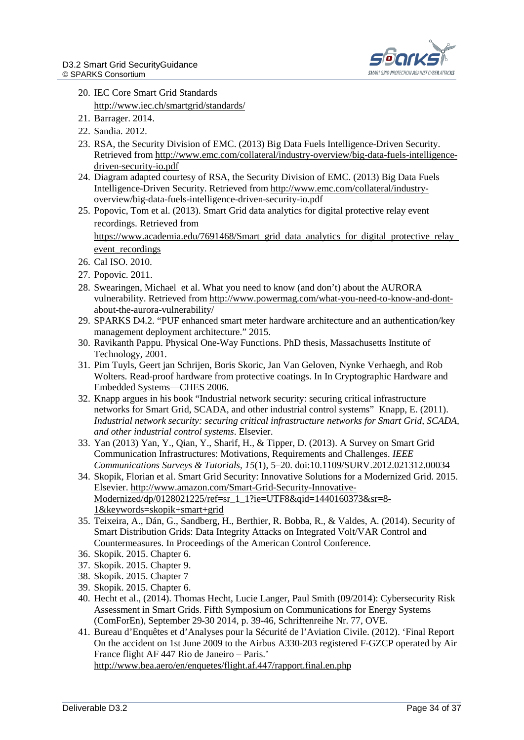20. IEC Core Smart Grid Standards http://www.iec.ch/smartgrid/standards/
21. Barrager. 2014.
22. Sandia. 2012.
23. RSA, the Security Division of EMC. (2013) Big Data Fuels Intelligence-Driven Security. Retrieved from http://www.emc.com/collateral/industry-overview/big-data-fuels-intelligence-driven-security-io.pdf
24. Diagram adapted courtesy of RSA, the Security Division of EMC. (2013) Big Data Fuels Intelligence-Driven Security. Retrieved from http://www.emc.com/collateral/industry-overview/big-data-fuels-intelligence-driven-security-io.pdf
25. Popovic, Tom et al. (2013). Smart Grid data analytics for digital protective relay event recordings. Retrieved from https://www.academia.edu/7691468/Smart_grid_data_analytics_for_digital_protective_relay_event_recordings
26. Cal ISO. 2010.
27. Popovic. 2011.
28. Swearingen, Michael et al. What you need to know (and don't) about the AURORA vulnerability. Retrieved from http://www.powermag.com/what-you-need-to-know-and-dont-about-the-aurora-vulnerability/
29. SPARKS D4.2. "PUF enhanced smart meter hardware architecture and an authentication/key management deployment architecture." 2015.
30. Ravikanth Pappu. Physical One-Way Functions. PhD thesis, Massachusetts Institute of Technology, 2001.
31. Pim Tuyls, Geert jan Schrijen, Boris Skoric, Jan Van Geloven, Nynke Verhaegh, and Rob Wolters. Read-proof hardware from protective coatings. In In Cryptographic Hardware and Embedded Systems—CHES 2006.
32. Knapp argues in his book "Industrial network security: securing critical infrastructure networks for Smart Grid, SCADA, and other industrial control systems" Knapp, E. (2011). *Industrial network security: securing critical infrastructure networks for Smart Grid, SCADA, and other industrial control systems*. Elsevier.
33. Yan (2013) Yan, Y., Qian, Y., Sharif, H., & Tipper, D. (2013). A Survey on Smart Grid Communication Infrastructures: Motivations, Requirements and Challenges. *IEEE Communications Surveys & Tutorials*, *15*(1), 5–20. doi:10.1109/SURV.2012.021312.00034
34. Skopik, Florian et al. Smart Grid Security: Innovative Solutions for a Modernized Grid. 2015. Elsevier. http://www.amazon.com/Smart-Grid-Security-Innovative-Modernized/dp/0128021225/ref=sr_1_1?ie=UTF8&qid=1440160373&sr=8-1&keywords=skopik+smart+grid
35. Teixeira, A., Dán, G., Sandberg, H., Berthier, R. Bobba, R., & Valdes, A. (2014). Security of Smart Distribution Grids: Data Integrity Attacks on Integrated Volt/VAR Control and Countermeasures. In Proceedings of the American Control Conference.
36. Skopik. 2015. Chapter 6.
37. Skopik. 2015. Chapter 9.
38. Skopik. 2015. Chapter 7
39. Skopik. 2015. Chapter 6.
40. Hecht et al., (2014). Thomas Hecht, Lucie Langer, Paul Smith (09/2014): Cybersecurity Risk Assessment in Smart Grids. Fifth Symposium on Communications for Energy Systems (ComForEn), September 29-30 2014, p. 39-46, Schriftenreihe Nr. 77, OVE.
41. Bureau d'Enquêtes et d'Analyses pour la Sécurité de l'Aviation Civile. (2012). 'Final Report On the accident on 1st June 2009 to the Airbus A330-203 registered F-GZCP operated by Air France flight AF 447 Rio de Janeiro – Paris.' http://www.bea.aero/en/enquetes/flight.af.447/rapport.final.en.php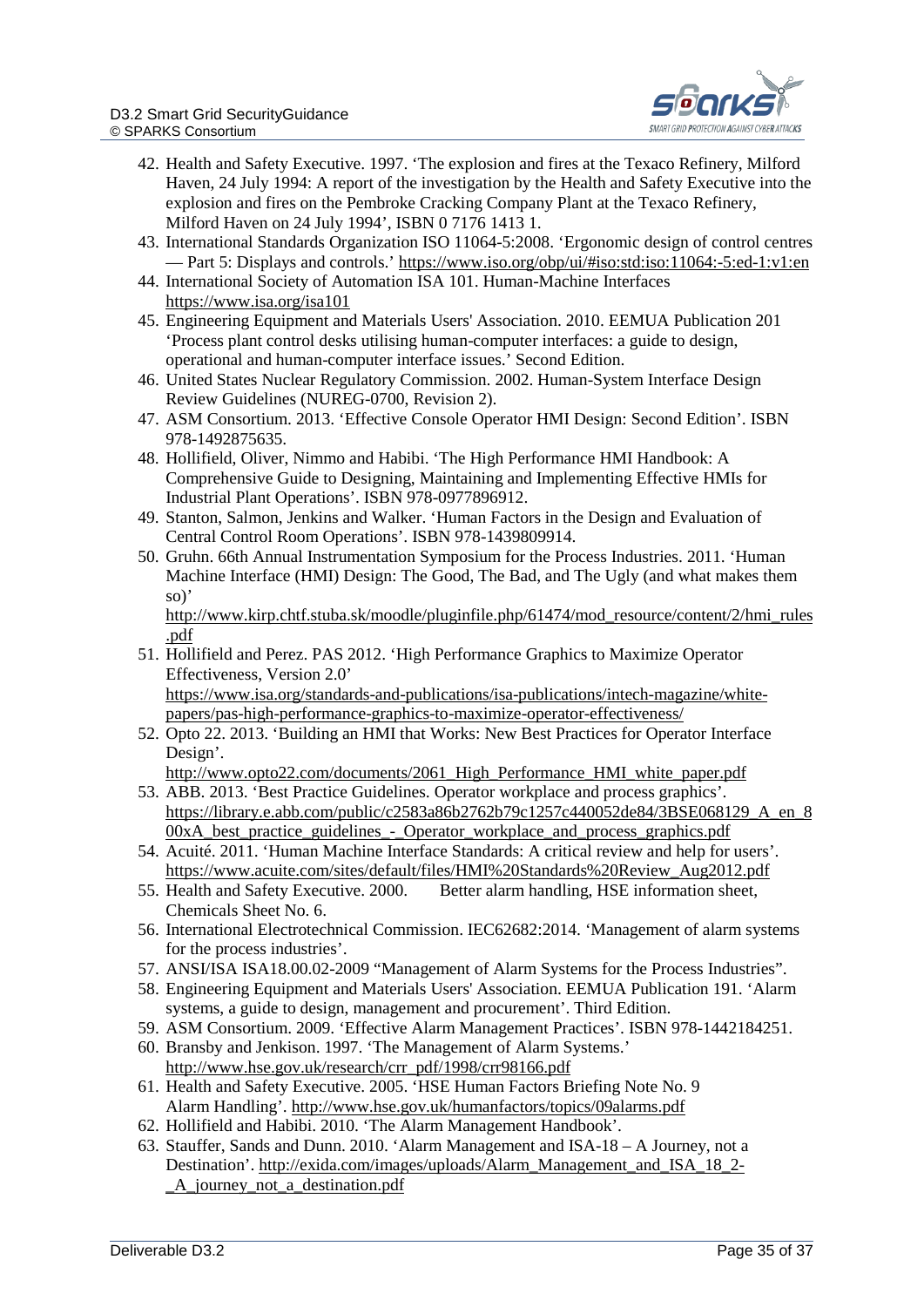42. Health and Safety Executive. 1997. 'The explosion and fires at the Texaco Refinery, Milford Haven, 24 July 1994: A report of the investigation by the Health and Safety Executive into the explosion and fires on the Pembroke Cracking Company Plant at the Texaco Refinery, Milford Haven on 24 July 1994', ISBN 0 7176 1413 1.
43. International Standards Organization ISO 11064-5:2008. 'Ergonomic design of control centres — Part 5: Displays and controls.' https://www.iso.org/obp/ui/#iso:std:iso:11064:-5:ed-1:v1:en
44. International Society of Automation ISA 101. Human-Machine Interfaces https://www.isa.org/isa101
45. Engineering Equipment and Materials Users' Association. 2010. EEMUA Publication 201 'Process plant control desks utilising human-computer interfaces: a guide to design, operational and human-computer interface issues.' Second Edition.
46. United States Nuclear Regulatory Commission. 2002. Human-System Interface Design Review Guidelines (NUREG-0700, Revision 2).
47. ASM Consortium. 2013. 'Effective Console Operator HMI Design: Second Edition'. ISBN 978-1492875635.
48. Hollifield, Oliver, Nimmo and Habibi. 'The High Performance HMI Handbook: A Comprehensive Guide to Designing, Maintaining and Implementing Effective HMIs for Industrial Plant Operations'. ISBN 978-0977896912.
49. Stanton, Salmon, Jenkins and Walker. 'Human Factors in the Design and Evaluation of Central Control Room Operations'. ISBN 978-1439809914.
50. Gruhn. 66th Annual Instrumentation Symposium for the Process Industries. 2011. 'Human Machine Interface (HMI) Design: The Good, The Bad, and The Ugly (and what makes them so)' http://www.kirp.chtf.stuba.sk/moodle/pluginfile.php/61474/mod_resource/content/2/hmi_rules.pdf
51. Hollifield and Perez. PAS 2012. 'High Performance Graphics to Maximize Operator Effectiveness, Version 2.0' https://www.isa.org/standards-and-publications/isa-publications/intech-magazine/white-papers/pas-high-performance-graphics-to-maximize-operator-effectiveness/
52. Opto 22. 2013. 'Building an HMI that Works: New Best Practices for Operator Interface Design'. http://www.opto22.com/documents/2061_High_Performance_HMI_white_paper.pdf
53. ABB. 2013. 'Best Practice Guidelines. Operator workplace and process graphics'. https://library.e.abb.com/public/c2583a86b2762b79c1257c440052de84/3BSE068129_A_en_800xA_best_practice_guidelines_-_Operator_workplace_and_process_graphics.pdf
54. Acuité. 2011. 'Human Machine Interface Standards: A critical review and help for users'. https://www.acuite.com/sites/default/files/HMI%20Standards%20Review_Aug2012.pdf
55. Health and Safety Executive. 2000. Better alarm handling, HSE information sheet, Chemicals Sheet No. 6.
56. International Electrotechnical Commission. IEC62682:2014. 'Management of alarm systems for the process industries'.
57. ANSI/ISA ISA18.00.02-2009 "Management of Alarm Systems for the Process Industries".
58. Engineering Equipment and Materials Users' Association. EEMUA Publication 191. 'Alarm systems, a guide to design, management and procurement'. Third Edition.
59. ASM Consortium. 2009. 'Effective Alarm Management Practices'. ISBN 978-1442184251.
60. Bransby and Jenkison. 1997. 'The Management of Alarm Systems.' http://www.hse.gov.uk/research/crr_pdf/1998/crr98166.pdf
61. Health and Safety Executive. 2005. 'HSE Human Factors Briefing Note No. 9 Alarm Handling'. http://www.hse.gov.uk/humanfactors/topics/09alarms.pdf
62. Hollifield and Habibi. 2010. 'The Alarm Management Handbook'.
63. Stauffer, Sands and Dunn. 2010. 'Alarm Management and ISA-18 – A Journey, not a Destination'. http://exida.com/images/uploads/Alarm_Management_and_ISA_18_2-_A_journey_not_a_destination.pdf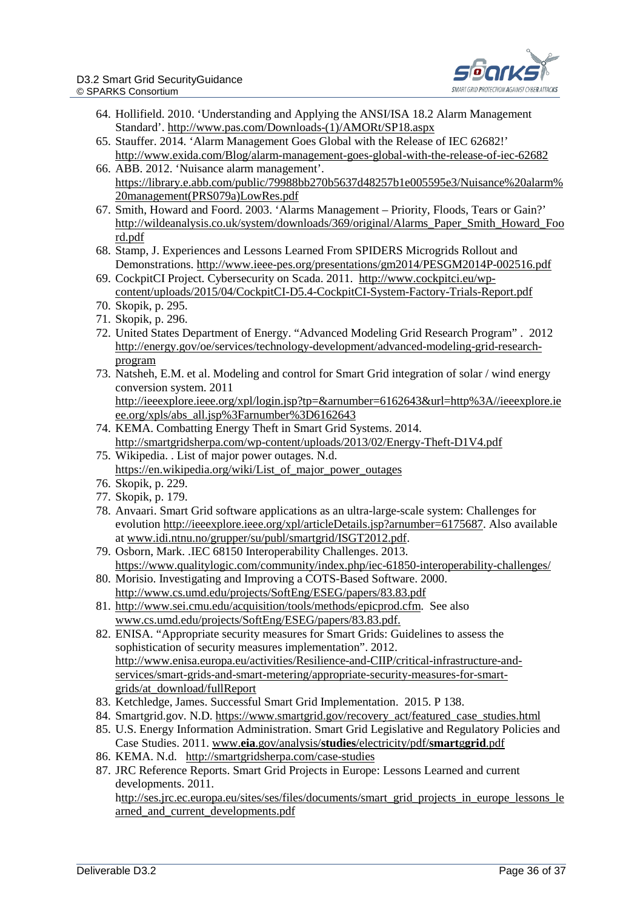64. Hollifield. 2010. 'Understanding and Applying the ANSI/ISA 18.2 Alarm Management Standard'. http://www.pas.com/Downloads-(1)/AMORt/SP18.aspx
65. Stauffer. 2014. 'Alarm Management Goes Global with the Release of IEC 62682!' http://www.exida.com/Blog/alarm-management-goes-global-with-the-release-of-iec-62682
66. ABB. 2012. 'Nuisance alarm management'. https://library.e.abb.com/public/79988bb270b5637d48257b1e005595e3/Nuisance%20alarm%20management(PRS079a)LowRes.pdf
67. Smith, Howard and Foord. 2003. 'Alarms Management – Priority, Floods, Tears or Gain?' http://wildeanalysis.co.uk/system/downloads/369/original/Alarms_Paper_Smith_Howard_Foord.pdf
68. Stamp, J. Experiences and Lessons Learned From SPIDERS Microgrids Rollout and Demonstrations. http://www.ieee-pes.org/presentations/gm2014/PESGM2014P-002516.pdf
69. CockpitCI Project. Cybersecurity on Scada. 2011. http://www.cockpitci.eu/wp-content/uploads/2015/04/CockpitCI-D5.4-CockpitCI-System-Factory-Trials-Report.pdf
70. Skopik, p. 295.
71. Skopik, p. 296.
72. United States Department of Energy. "Advanced Modeling Grid Research Program" . 2012 http://energy.gov/oe/services/technology-development/advanced-modeling-grid-research-program
73. Natsheh, E.M. et al. Modeling and control for Smart Grid integration of solar / wind energy conversion system. 2011 http://ieeexplore.ieee.org/xpl/login.jsp?tp=&arnumber=6162643&url=http%3A//ieeexplore.ieee.org/xpls/abs_all.jsp%3Farnumber%3D6162643
74. KEMA. Combatting Energy Theft in Smart Grid Systems. 2014. http://smartgridsherpa.com/wp-content/uploads/2013/02/Energy-Theft-D1V4.pdf
75. Wikipedia. . List of major power outages. N.d. https://en.wikipedia.org/wiki/List_of_major_power_outages
76. Skopik, p. 229.
77. Skopik, p. 179.
78. Anvaari. Smart Grid software applications as an ultra-large-scale system: Challenges for evolution http://ieeexplore.ieee.org/xpl/articleDetails.jsp?arnumber=6175687. Also available at www.idi.ntnu.no/grupper/su/publ/smartgrid/ISGT2012.pdf.
79. Osborn, Mark. .IEC 68150 Interoperability Challenges. 2013. https://www.qualitylogic.com/community/index.php/iec-61850-interoperability-challenges/
80. Morisio. Investigating and Improving a COTS-Based Software. 2000. http://www.cs.umd.edu/projects/SoftEng/ESEG/papers/83.83.pdf
81. http://www.sei.cmu.edu/acquisition/tools/methods/epicprod.cfm. See also www.cs.umd.edu/projects/SoftEng/ESEG/papers/83.83.pdf.
82. ENISA. "Appropriate security measures for Smart Grids: Guidelines to assess the sophistication of security measures implementation". 2012. http://www.enisa.europa.eu/activities/Resilience-and-CIIP/critical-infrastructure-and-services/smart-grids-and-smart-metering/appropriate-security-measures-for-smart-grids/at_download/fullReport
83. Ketchledge, James. Successful Smart Grid Implementation. 2015. P 138.
84. Smartgrid.gov. N.D. https://www.smartgrid.gov/recovery_act/featured_case_studies.html
85. U.S. Energy Information Administration. Smart Grid Legislative and Regulatory Policies and Case Studies. 2011. www.**eia**.gov/analysis/**studies**/electricity/pdf/**smart**g**grid**.pdf
86. KEMA. N.d. http://smartgridsherpa.com/case-studies
87. JRC Reference Reports. Smart Grid Projects in Europe: Lessons Learned and current developments. 2011. http://ses.jrc.ec.europa.eu/sites/ses/files/documents/smart_grid_projects_in_europe_lessons_learned_and_current_developments.pdf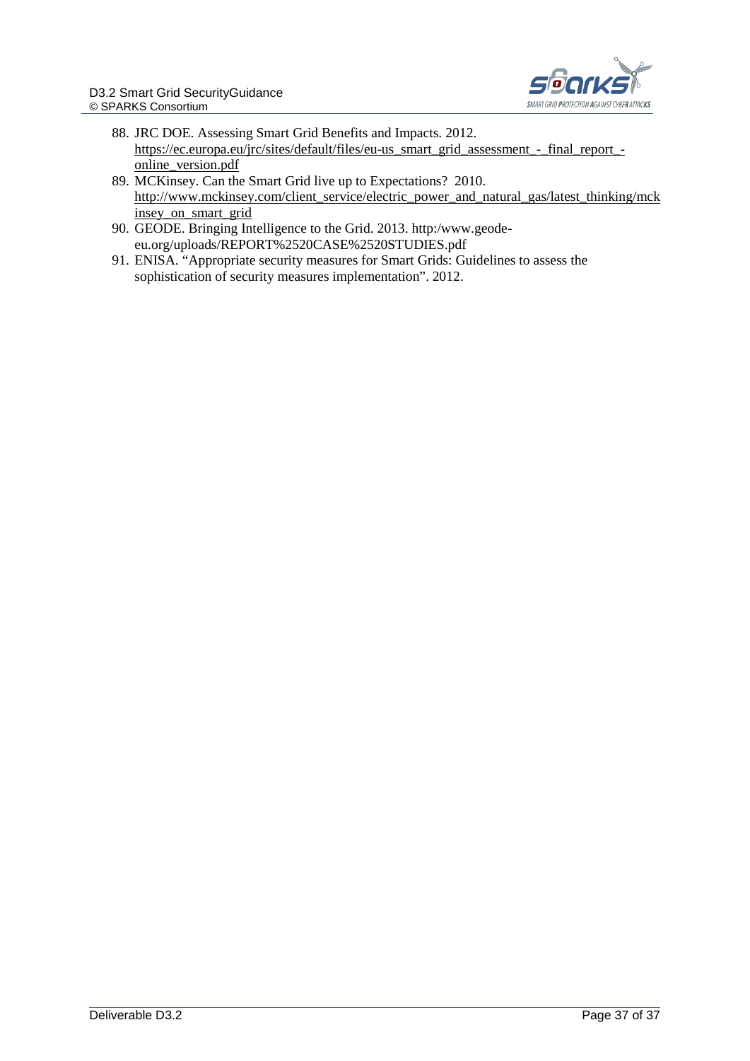88. JRC DOE. Assessing Smart Grid Benefits and Impacts. 2012. https://ec.europa.eu/jrc/sites/default/files/eu-us_smart_grid_assessment_-_final_report_-online_version.pdf
89. MCKinsey. Can the Smart Grid live up to Expectations? 2010. http://www.mckinsey.com/client_service/electric_power_and_natural_gas/latest_thinking/mckinsey_on_smart_grid
90. GEODE. Bringing Intelligence to the Grid. 2013. http:/www.geode-eu.org/uploads/REPORT%2520CASE%2520STUDIES.pdf
91. ENISA. "Appropriate security measures for Smart Grids: Guidelines to assess the sophistication of security measures implementation". 2012.